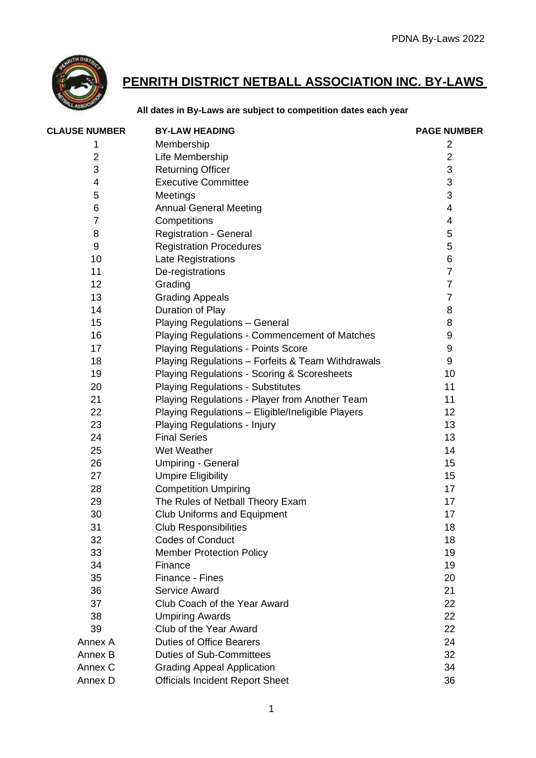# PENRITH DISTRICT NETBALL ASSOCIATION INC. BY-LAWS

**All dates in By-Laws are subject to competition dates each year**

| CLAUSE NUMBER | BY-LAW HEADING | PAGE NUMBER |
|---|---|---|
| 1 | Membership | 2 |
| 2 | Life Membership | 2 |
| 3 | Returning Officer | 3 |
| 4 | Executive Committee | 3 |
| 5 | Meetings | 3 |
| 6 | Annual General Meeting | 4 |
| 7 | Competitions | 4 |
| 8 | Registration - General | 5 |
| 9 | Registration Procedures | 5 |
| 10 | Late Registrations | 6 |
| 11 | De-registrations | 7 |
| 12 | Grading | 7 |
| 13 | Grading Appeals | 7 |
| 14 | Duration of Play | 8 |
| 15 | Playing Regulations – General | 8 |
| 16 | Playing Regulations - Commencement of Matches | 9 |
| 17 | Playing Regulations - Points Score | 9 |
| 18 | Playing Regulations – Forfeits & Team Withdrawals | 9 |
| 19 | Playing Regulations - Scoring & Scoresheets | 10 |
| 20 | Playing Regulations - Substitutes | 11 |
| 21 | Playing Regulations - Player from Another Team | 11 |
| 22 | Playing Regulations – Eligible/Ineligible Players | 12 |
| 23 | Playing Regulations - Injury | 13 |
| 24 | Final Series | 13 |
| 25 | Wet Weather | 14 |
| 26 | Umpiring - General | 15 |
| 27 | Umpire Eligibility | 15 |
| 28 | Competition Umpiring | 17 |
| 29 | The Rules of Netball Theory Exam | 17 |
| 30 | Club Uniforms and Equipment | 17 |
| 31 | Club Responsibilities | 18 |
| 32 | Codes of Conduct | 18 |
| 33 | Member Protection Policy | 19 |
| 34 | Finance | 19 |
| 35 | Finance - Fines | 20 |
| 36 | Service Award | 21 |
| 37 | Club Coach of the Year Award | 22 |
| 38 | Umpiring Awards | 22 |
| 39 | Club of the Year Award | 22 |
| Annex A | Duties of Office Bearers | 24 |
| Annex B | Duties of Sub-Committees | 32 |
| Annex C | Grading Appeal Application | 34 |
| Annex D | Officials Incident Report Sheet | 36 |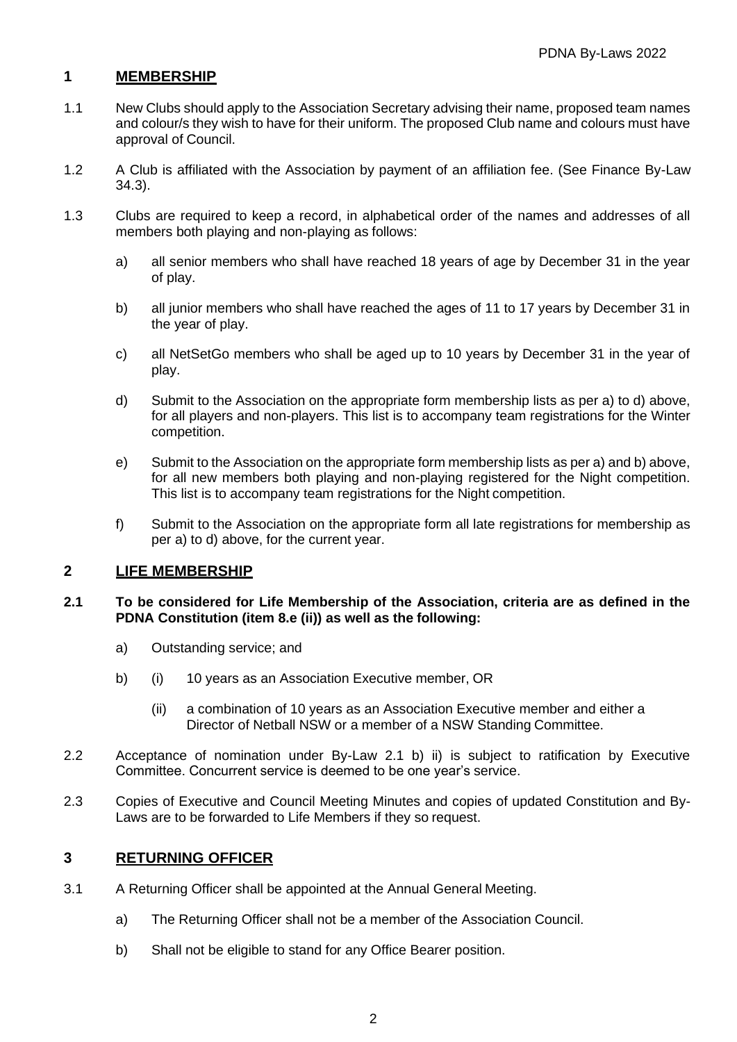## 1 MEMBERSHIP

1.1 New Clubs should apply to the Association Secretary advising their name, proposed team names and colour/s they wish to have for their uniform. The proposed Club name and colours must have approval of Council.

1.2 A Club is affiliated with the Association by payment of an affiliation fee. (See Finance By-Law 34.3).

1.3 Clubs are required to keep a record, in alphabetical order of the names and addresses of all members both playing and non-playing as follows:

a) all senior members who shall have reached 18 years of age by December 31 in the year of play.

b) all junior members who shall have reached the ages of 11 to 17 years by December 31 in the year of play.

c) all NetSetGo members who shall be aged up to 10 years by December 31 in the year of play.

d) Submit to the Association on the appropriate form membership lists as per a) to d) above, for all players and non-players. This list is to accompany team registrations for the Winter competition.

e) Submit to the Association on the appropriate form membership lists as per a) and b) above, for all new members both playing and non-playing registered for the Night competition. This list is to accompany team registrations for the Night competition.

f) Submit to the Association on the appropriate form all late registrations for membership as per a) to d) above, for the current year.

## 2 LIFE MEMBERSHIP

**2.1 To be considered for Life Membership of the Association, criteria are as defined in the PDNA Constitution (item 8.e (ii)) as well as the following:**

a) Outstanding service; and

b) (i) 10 years as an Association Executive member, OR

(ii) a combination of 10 years as an Association Executive member and either a Director of Netball NSW or a member of a NSW Standing Committee.

2.2 Acceptance of nomination under By-Law 2.1 b) ii) is subject to ratification by Executive Committee. Concurrent service is deemed to be one year's service.

2.3 Copies of Executive and Council Meeting Minutes and copies of updated Constitution and By-Laws are to be forwarded to Life Members if they so request.

## 3 RETURNING OFFICER

3.1 A Returning Officer shall be appointed at the Annual General Meeting.

a) The Returning Officer shall not be a member of the Association Council.

b) Shall not be eligible to stand for any Office Bearer position.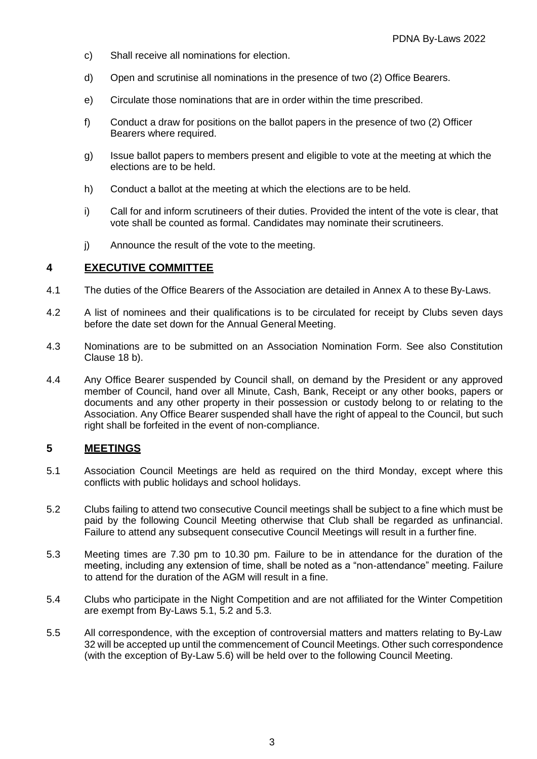c) Shall receive all nominations for election.

d) Open and scrutinise all nominations in the presence of two (2) Office Bearers.

e) Circulate those nominations that are in order within the time prescribed.

f) Conduct a draw for positions on the ballot papers in the presence of two (2) Officer Bearers where required.

g) Issue ballot papers to members present and eligible to vote at the meeting at which the elections are to be held.

h) Conduct a ballot at the meeting at which the elections are to be held.

i) Call for and inform scrutineers of their duties. Provided the intent of the vote is clear, that vote shall be counted as formal. Candidates may nominate their scrutineers.

j) Announce the result of the vote to the meeting.

## 4 EXECUTIVE COMMITTEE

4.1 The duties of the Office Bearers of the Association are detailed in Annex A to these By-Laws.

4.2 A list of nominees and their qualifications is to be circulated for receipt by Clubs seven days before the date set down for the Annual General Meeting.

4.3 Nominations are to be submitted on an Association Nomination Form. See also Constitution Clause 18 b).

4.4 Any Office Bearer suspended by Council shall, on demand by the President or any approved member of Council, hand over all Minute, Cash, Bank, Receipt or any other books, papers or documents and any other property in their possession or custody belong to or relating to the Association. Any Office Bearer suspended shall have the right of appeal to the Council, but such right shall be forfeited in the event of non-compliance.

## 5 MEETINGS

5.1 Association Council Meetings are held as required on the third Monday, except where this conflicts with public holidays and school holidays.

5.2 Clubs failing to attend two consecutive Council meetings shall be subject to a fine which must be paid by the following Council Meeting otherwise that Club shall be regarded as unfinancial. Failure to attend any subsequent consecutive Council Meetings will result in a further fine.

5.3 Meeting times are 7.30 pm to 10.30 pm. Failure to be in attendance for the duration of the meeting, including any extension of time, shall be noted as a "non-attendance" meeting. Failure to attend for the duration of the AGM will result in a fine.

5.4 Clubs who participate in the Night Competition and are not affiliated for the Winter Competition are exempt from By-Laws 5.1, 5.2 and 5.3.

5.5 All correspondence, with the exception of controversial matters and matters relating to By-Law 32 will be accepted up until the commencement of Council Meetings. Other such correspondence (with the exception of By-Law 5.6) will be held over to the following Council Meeting.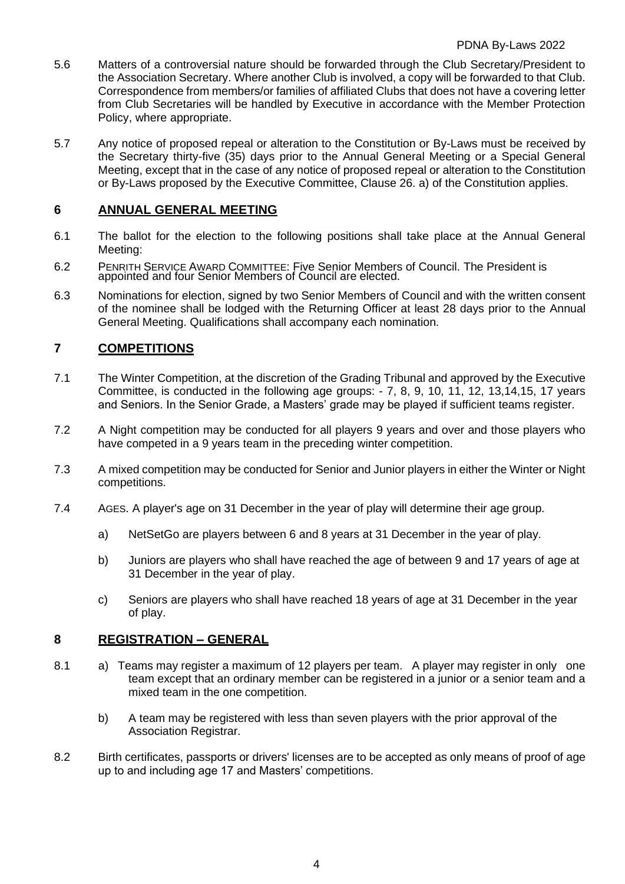5.6 Matters of a controversial nature should be forwarded through the Club Secretary/President to the Association Secretary. Where another Club is involved, a copy will be forwarded to that Club. Correspondence from members/or families of affiliated Clubs that does not have a covering letter from Club Secretaries will be handled by Executive in accordance with the Member Protection Policy, where appropriate.

5.7 Any notice of proposed repeal or alteration to the Constitution or By-Laws must be received by the Secretary thirty-five (35) days prior to the Annual General Meeting or a Special General Meeting, except that in the case of any notice of proposed repeal or alteration to the Constitution or By-Laws proposed by the Executive Committee, Clause 26. a) of the Constitution applies.

## 6 ANNUAL GENERAL MEETING

6.1 The ballot for the election to the following positions shall take place at the Annual General Meeting:

6.2 PENRITH SERVICE AWARD COMMITTEE: Five Senior Members of Council. The President is appointed and four Senior Members of Council are elected.

6.3 Nominations for election, signed by two Senior Members of Council and with the written consent of the nominee shall be lodged with the Returning Officer at least 28 days prior to the Annual General Meeting. Qualifications shall accompany each nomination.

## 7 COMPETITIONS

7.1 The Winter Competition, at the discretion of the Grading Tribunal and approved by the Executive Committee, is conducted in the following age groups: - 7, 8, 9, 10, 11, 12, 13,14,15, 17 years and Seniors. In the Senior Grade, a Masters' grade may be played if sufficient teams register.

7.2 A Night competition may be conducted for all players 9 years and over and those players who have competed in a 9 years team in the preceding winter competition.

7.3 A mixed competition may be conducted for Senior and Junior players in either the Winter or Night competitions.

7.4 AGES. A player's age on 31 December in the year of play will determine their age group.

a) NetSetGo are players between 6 and 8 years at 31 December in the year of play.

b) Juniors are players who shall have reached the age of between 9 and 17 years of age at 31 December in the year of play.

c) Seniors are players who shall have reached 18 years of age at 31 December in the year of play.

## 8 REGISTRATION – GENERAL

8.1 a) Teams may register a maximum of 12 players per team. A player may register in only one team except that an ordinary member can be registered in a junior or a senior team and a mixed team in the one competition.

b) A team may be registered with less than seven players with the prior approval of the Association Registrar.

8.2 Birth certificates, passports or drivers' licenses are to be accepted as only means of proof of age up to and including age 17 and Masters' competitions.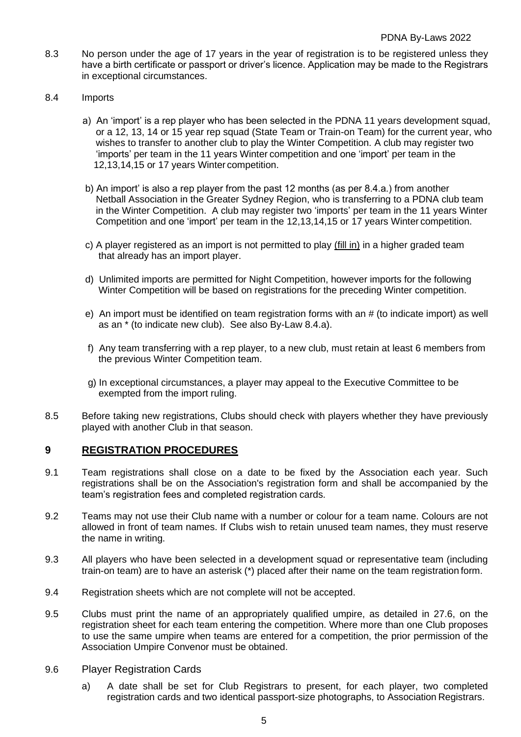8.3 No person under the age of 17 years in the year of registration is to be registered unless they have a birth certificate or passport or driver's licence. Application may be made to the Registrars in exceptional circumstances.

8.4 Imports

a) An 'import' is a rep player who has been selected in the PDNA 11 years development squad, or a 12, 13, 14 or 15 year rep squad (State Team or Train-on Team) for the current year, who wishes to transfer to another club to play the Winter Competition. A club may register two 'imports' per team in the 11 years Winter competition and one 'import' per team in the 12,13,14,15 or 17 years Winter competition.

b) An import' is also a rep player from the past 12 months (as per 8.4.a.) from another Netball Association in the Greater Sydney Region, who is transferring to a PDNA club team in the Winter Competition. A club may register two 'imports' per team in the 11 years Winter Competition and one 'import' per team in the 12,13,14,15 or 17 years Winter competition.

c) A player registered as an import is not permitted to play <u>(fill in)</u> in a higher graded team that already has an import player.

d) Unlimited imports are permitted for Night Competition, however imports for the following Winter Competition will be based on registrations for the preceding Winter competition.

e) An import must be identified on team registration forms with an # (to indicate import) as well as an * (to indicate new club). See also By-Law 8.4.a).

f) Any team transferring with a rep player, to a new club, must retain at least 6 members from the previous Winter Competition team.

g) In exceptional circumstances, a player may appeal to the Executive Committee to be exempted from the import ruling.

8.5 Before taking new registrations, Clubs should check with players whether they have previously played with another Club in that season.

## 9 REGISTRATION PROCEDURES

9.1 Team registrations shall close on a date to be fixed by the Association each year. Such registrations shall be on the Association's registration form and shall be accompanied by the team's registration fees and completed registration cards.

9.2 Teams may not use their Club name with a number or colour for a team name. Colours are not allowed in front of team names. If Clubs wish to retain unused team names, they must reserve the name in writing.

9.3 All players who have been selected in a development squad or representative team (including train-on team) are to have an asterisk (*) placed after their name on the team registration form.

9.4 Registration sheets which are not complete will not be accepted.

9.5 Clubs must print the name of an appropriately qualified umpire, as detailed in 27.6, on the registration sheet for each team entering the competition. Where more than one Club proposes to use the same umpire when teams are entered for a competition, the prior permission of the Association Umpire Convenor must be obtained.

9.6 Player Registration Cards

a) A date shall be set for Club Registrars to present, for each player, two completed registration cards and two identical passport-size photographs, to Association Registrars.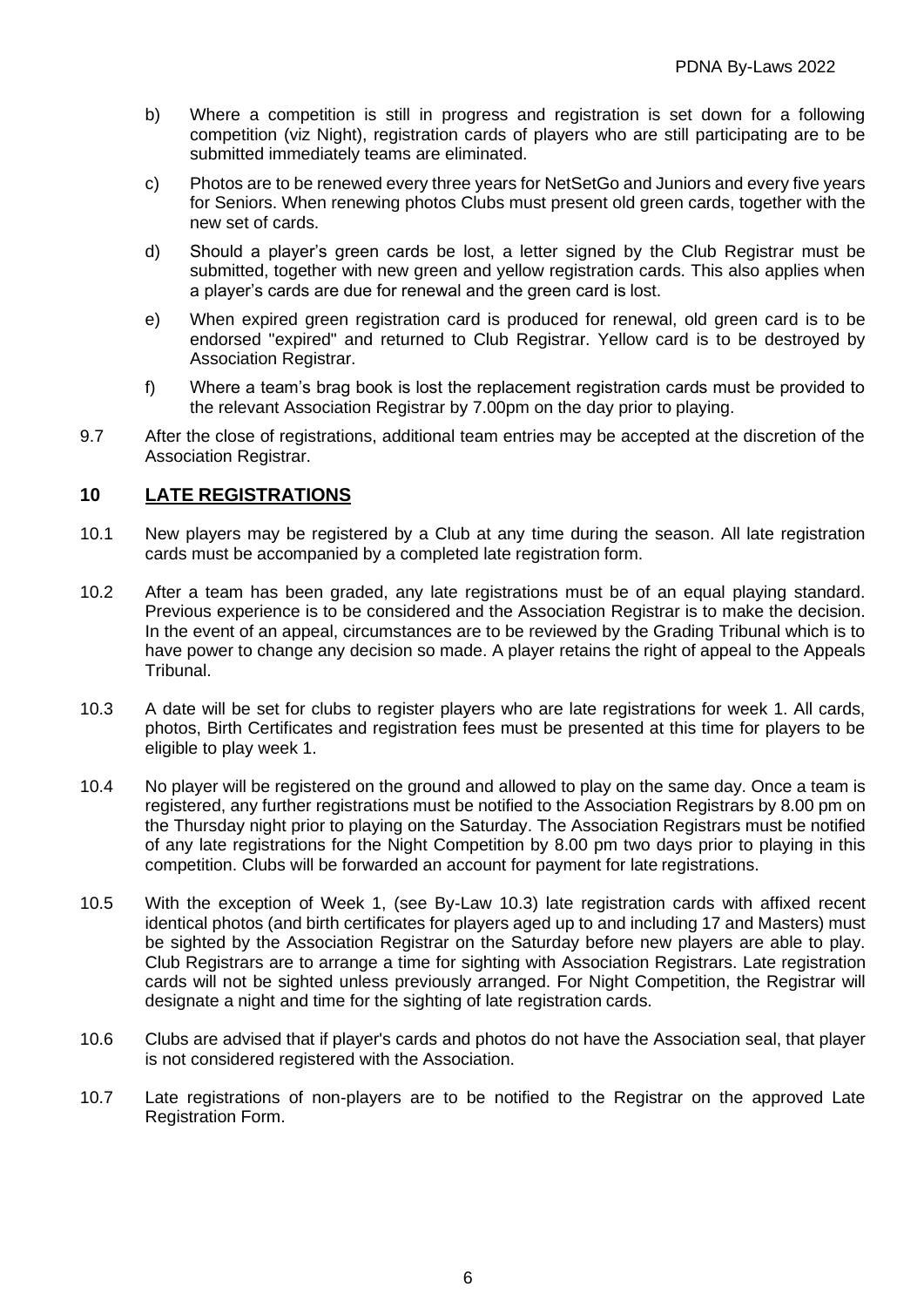b) Where a competition is still in progress and registration is set down for a following competition (viz Night), registration cards of players who are still participating are to be submitted immediately teams are eliminated.

c) Photos are to be renewed every three years for NetSetGo and Juniors and every five years for Seniors. When renewing photos Clubs must present old green cards, together with the new set of cards.

d) Should a player's green cards be lost, a letter signed by the Club Registrar must be submitted, together with new green and yellow registration cards. This also applies when a player's cards are due for renewal and the green card is lost.

e) When expired green registration card is produced for renewal, old green card is to be endorsed "expired" and returned to Club Registrar. Yellow card is to be destroyed by Association Registrar.

f) Where a team's brag book is lost the replacement registration cards must be provided to the relevant Association Registrar by 7.00pm on the day prior to playing.

9.7 After the close of registrations, additional team entries may be accepted at the discretion of the Association Registrar.

## 10 LATE REGISTRATIONS

10.1 New players may be registered by a Club at any time during the season. All late registration cards must be accompanied by a completed late registration form.

10.2 After a team has been graded, any late registrations must be of an equal playing standard. Previous experience is to be considered and the Association Registrar is to make the decision. In the event of an appeal, circumstances are to be reviewed by the Grading Tribunal which is to have power to change any decision so made. A player retains the right of appeal to the Appeals Tribunal.

10.3 A date will be set for clubs to register players who are late registrations for week 1. All cards, photos, Birth Certificates and registration fees must be presented at this time for players to be eligible to play week 1.

10.4 No player will be registered on the ground and allowed to play on the same day. Once a team is registered, any further registrations must be notified to the Association Registrars by 8.00 pm on the Thursday night prior to playing on the Saturday. The Association Registrars must be notified of any late registrations for the Night Competition by 8.00 pm two days prior to playing in this competition. Clubs will be forwarded an account for payment for late registrations.

10.5 With the exception of Week 1, (see By-Law 10.3) late registration cards with affixed recent identical photos (and birth certificates for players aged up to and including 17 and Masters) must be sighted by the Association Registrar on the Saturday before new players are able to play. Club Registrars are to arrange a time for sighting with Association Registrars. Late registration cards will not be sighted unless previously arranged. For Night Competition, the Registrar will designate a night and time for the sighting of late registration cards.

10.6 Clubs are advised that if player's cards and photos do not have the Association seal, that player is not considered registered with the Association.

10.7 Late registrations of non-players are to be notified to the Registrar on the approved Late Registration Form.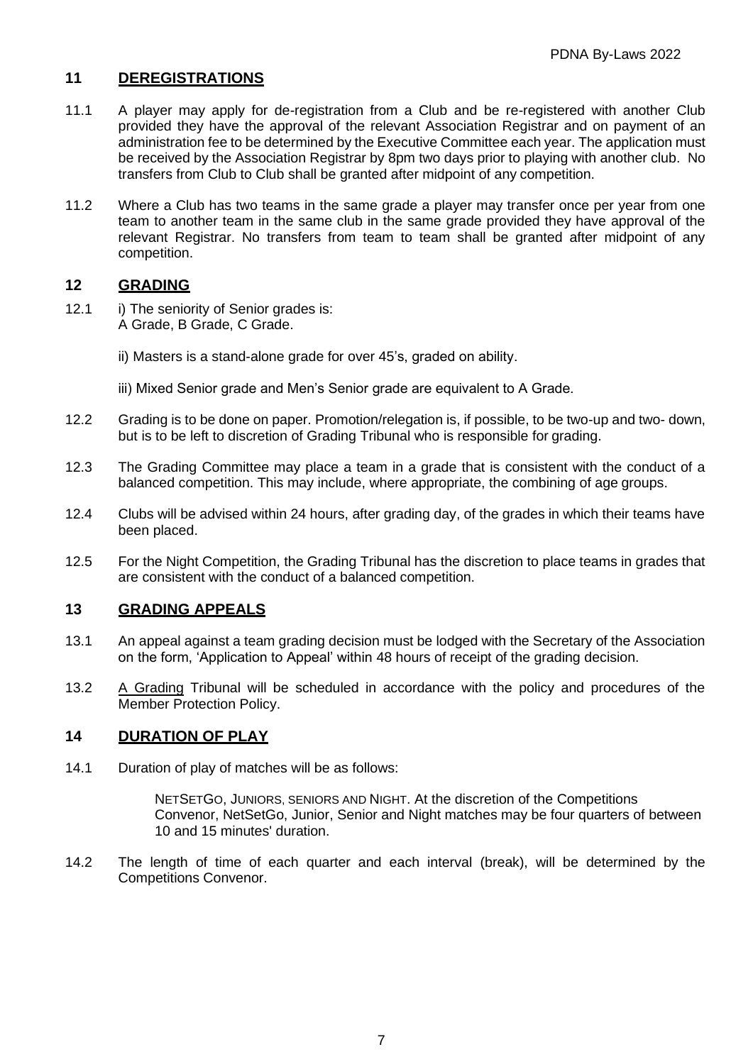## 11 DEREGISTRATIONS

11.1 A player may apply for de-registration from a Club and be re-registered with another Club provided they have the approval of the relevant Association Registrar and on payment of an administration fee to be determined by the Executive Committee each year. The application must be received by the Association Registrar by 8pm two days prior to playing with another club. No transfers from Club to Club shall be granted after midpoint of any competition.

11.2 Where a Club has two teams in the same grade a player may transfer once per year from one team to another team in the same club in the same grade provided they have approval of the relevant Registrar. No transfers from team to team shall be granted after midpoint of any competition.

## 12 GRADING

12.1 i) The seniority of Senior grades is:
A Grade, B Grade, C Grade.

ii) Masters is a stand-alone grade for over 45's, graded on ability.

iii) Mixed Senior grade and Men's Senior grade are equivalent to A Grade.

12.2 Grading is to be done on paper. Promotion/relegation is, if possible, to be two-up and two- down, but is to be left to discretion of Grading Tribunal who is responsible for grading.

12.3 The Grading Committee may place a team in a grade that is consistent with the conduct of a balanced competition. This may include, where appropriate, the combining of age groups.

12.4 Clubs will be advised within 24 hours, after grading day, of the grades in which their teams have been placed.

12.5 For the Night Competition, the Grading Tribunal has the discretion to place teams in grades that are consistent with the conduct of a balanced competition.

## 13 GRADING APPEALS

13.1 An appeal against a team grading decision must be lodged with the Secretary of the Association on the form, 'Application to Appeal' within 48 hours of receipt of the grading decision.

13.2 A Grading Tribunal will be scheduled in accordance with the policy and procedures of the Member Protection Policy.

## 14 DURATION OF PLAY

14.1 Duration of play of matches will be as follows:

NETSETGO, JUNIORS, SENIORS AND NIGHT. At the discretion of the Competitions Convenor, NetSetGo, Junior, Senior and Night matches may be four quarters of between 10 and 15 minutes' duration.

14.2 The length of time of each quarter and each interval (break), will be determined by the Competitions Convenor.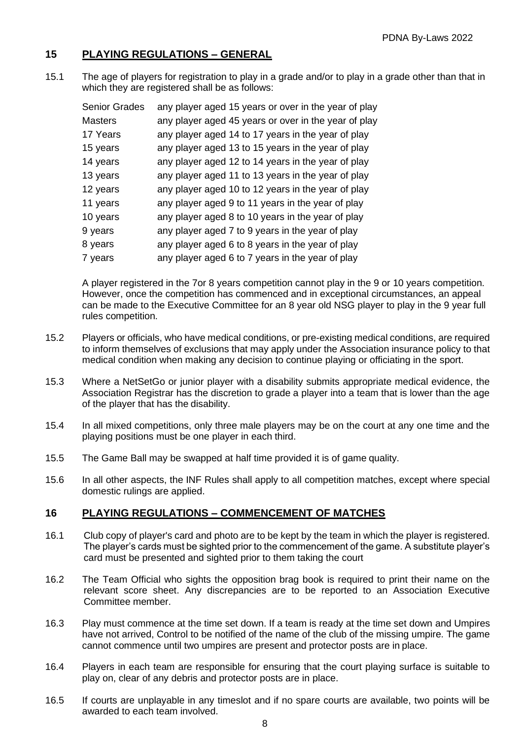## 15 PLAYING REGULATIONS – GENERAL

15.1 The age of players for registration to play in a grade and/or to play in a grade other than that in which they are registered shall be as follows:

| | |
|---|---|
| Senior Grades | any player aged 15 years or over in the year of play |
| Masters | any player aged 45 years or over in the year of play |
| 17 Years | any player aged 14 to 17 years in the year of play |
| 15 years | any player aged 13 to 15 years in the year of play |
| 14 years | any player aged 12 to 14 years in the year of play |
| 13 years | any player aged 11 to 13 years in the year of play |
| 12 years | any player aged 10 to 12 years in the year of play |
| 11 years | any player aged 9 to 11 years in the year of play |
| 10 years | any player aged 8 to 10 years in the year of play |
| 9 years | any player aged 7 to 9 years in the year of play |
| 8 years | any player aged 6 to 8 years in the year of play |
| 7 years | any player aged 6 to 7 years in the year of play |

A player registered in the 7or 8 years competition cannot play in the 9 or 10 years competition. However, once the competition has commenced and in exceptional circumstances, an appeal can be made to the Executive Committee for an 8 year old NSG player to play in the 9 year full rules competition.

15.2 Players or officials, who have medical conditions, or pre-existing medical conditions, are required to inform themselves of exclusions that may apply under the Association insurance policy to that medical condition when making any decision to continue playing or officiating in the sport.

15.3 Where a NetSetGo or junior player with a disability submits appropriate medical evidence, the Association Registrar has the discretion to grade a player into a team that is lower than the age of the player that has the disability.

15.4 In all mixed competitions, only three male players may be on the court at any one time and the playing positions must be one player in each third.

15.5 The Game Ball may be swapped at half time provided it is of game quality.

15.6 In all other aspects, the INF Rules shall apply to all competition matches, except where special domestic rulings are applied.

## 16 PLAYING REGULATIONS – COMMENCEMENT OF MATCHES

16.1 Club copy of player's card and photo are to be kept by the team in which the player is registered. The player's cards must be sighted prior to the commencement of the game. A substitute player's card must be presented and sighted prior to them taking the court

16.2 The Team Official who sights the opposition brag book is required to print their name on the relevant score sheet. Any discrepancies are to be reported to an Association Executive Committee member.

16.3 Play must commence at the time set down. If a team is ready at the time set down and Umpires have not arrived, Control to be notified of the name of the club of the missing umpire. The game cannot commence until two umpires are present and protector posts are in place.

16.4 Players in each team are responsible for ensuring that the court playing surface is suitable to play on, clear of any debris and protector posts are in place.

16.5 If courts are unplayable in any timeslot and if no spare courts are available, two points will be awarded to each team involved.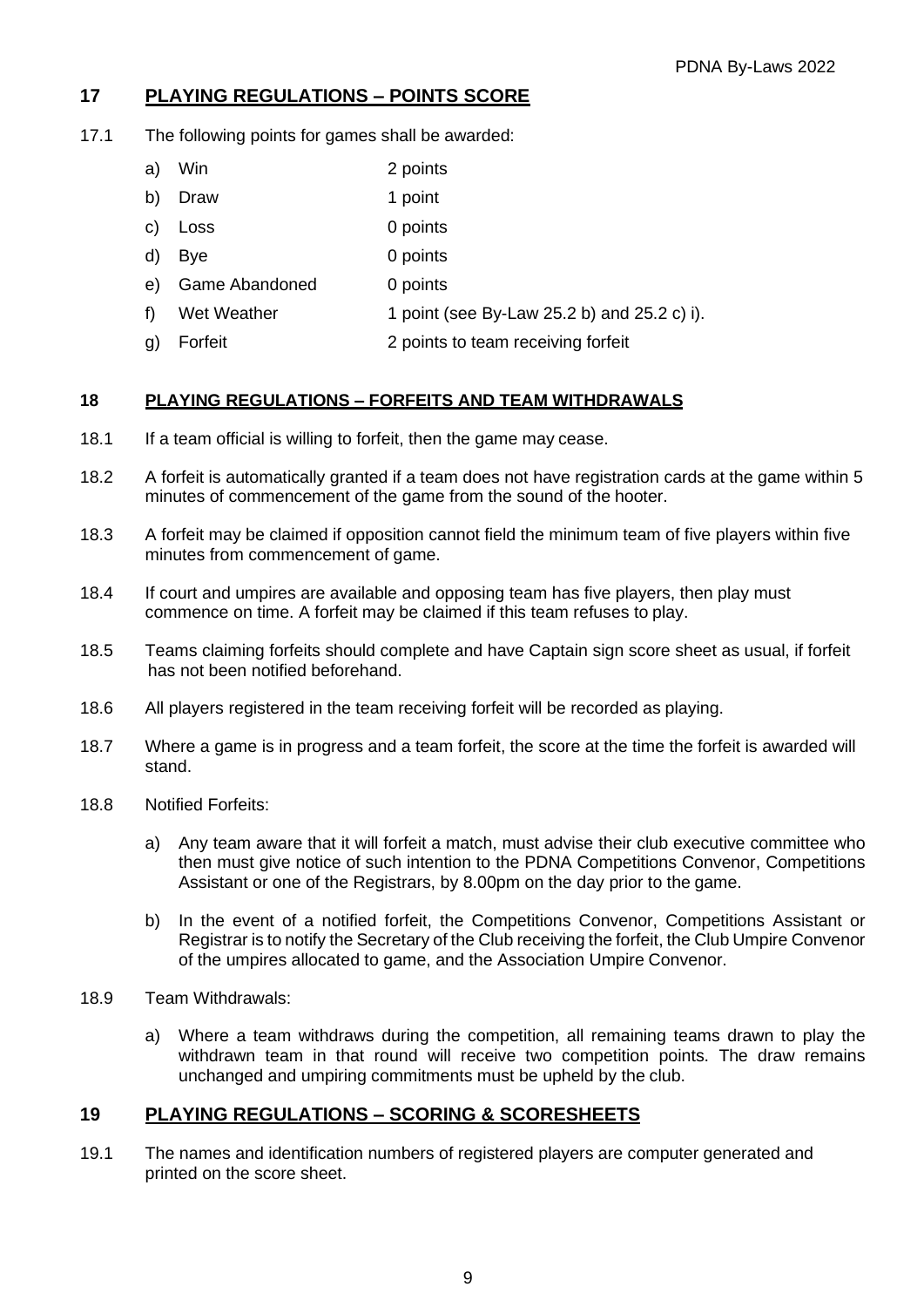## 17 PLAYING REGULATIONS – POINTS SCORE

17.1 The following points for games shall be awarded:

a) Win 2 points

b) Draw 1 point

c) Loss 0 points

d) Bye 0 points

e) Game Abandoned 0 points

f) Wet Weather 1 point (see By-Law 25.2 b) and 25.2 c) i).

g) Forfeit 2 points to team receiving forfeit

## 18 PLAYING REGULATIONS – FORFEITS AND TEAM WITHDRAWALS

18.1 If a team official is willing to forfeit, then the game may cease.

18.2 A forfeit is automatically granted if a team does not have registration cards at the game within 5 minutes of commencement of the game from the sound of the hooter.

18.3 A forfeit may be claimed if opposition cannot field the minimum team of five players within five minutes from commencement of game.

18.4 If court and umpires are available and opposing team has five players, then play must commence on time. A forfeit may be claimed if this team refuses to play.

18.5 Teams claiming forfeits should complete and have Captain sign score sheet as usual, if forfeit has not been notified beforehand.

18.6 All players registered in the team receiving forfeit will be recorded as playing.

18.7 Where a game is in progress and a team forfeit, the score at the time the forfeit is awarded will stand.

18.8 Notified Forfeits:

a) Any team aware that it will forfeit a match, must advise their club executive committee who then must give notice of such intention to the PDNA Competitions Convenor, Competitions Assistant or one of the Registrars, by 8.00pm on the day prior to the game.

b) In the event of a notified forfeit, the Competitions Convenor, Competitions Assistant or Registrar is to notify the Secretary of the Club receiving the forfeit, the Club Umpire Convenor of the umpires allocated to game, and the Association Umpire Convenor.

18.9 Team Withdrawals:

a) Where a team withdraws during the competition, all remaining teams drawn to play the withdrawn team in that round will receive two competition points. The draw remains unchanged and umpiring commitments must be upheld by the club.

## 19 PLAYING REGULATIONS – SCORING & SCORESHEETS

19.1 The names and identification numbers of registered players are computer generated and printed on the score sheet.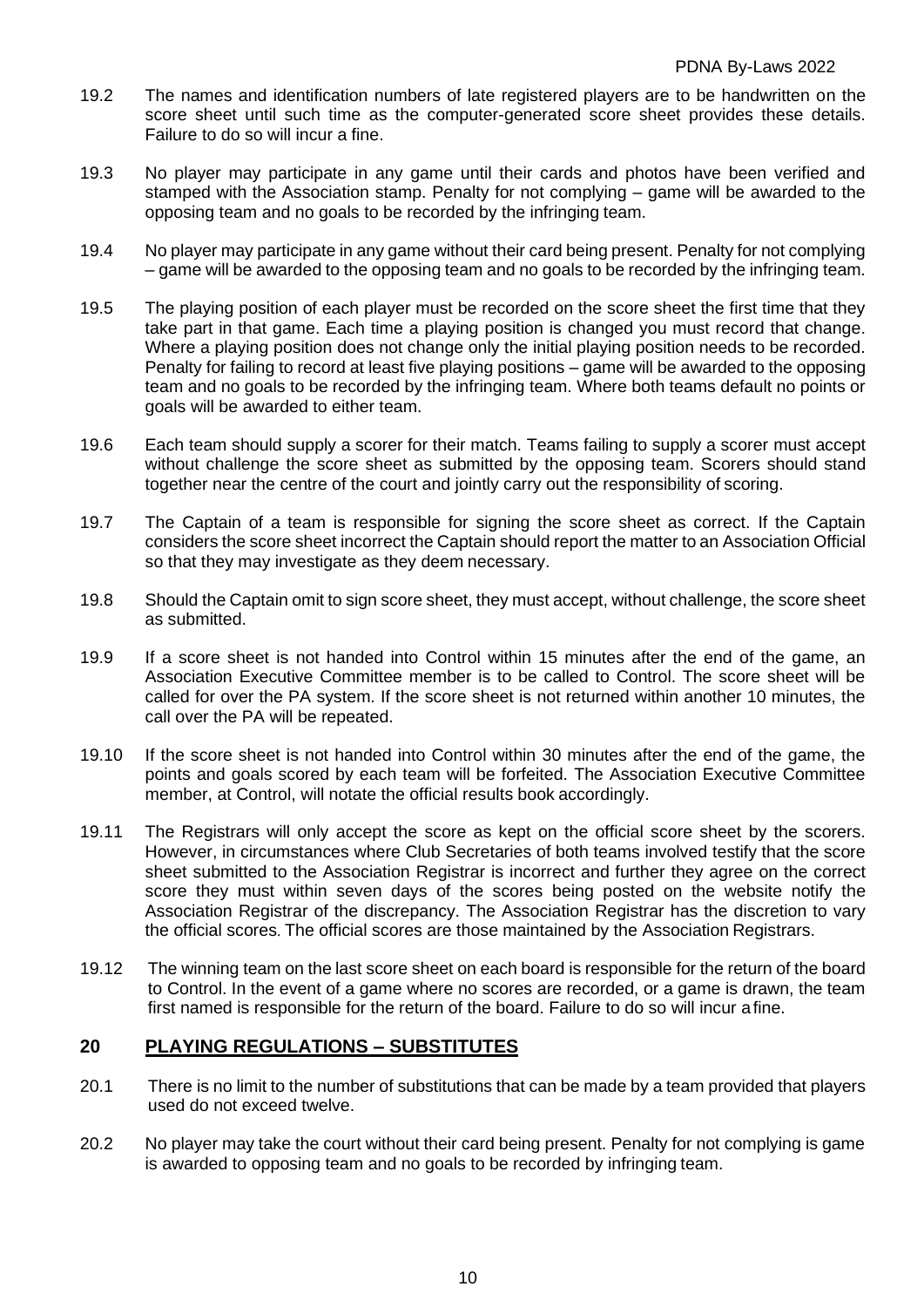19.2 The names and identification numbers of late registered players are to be handwritten on the score sheet until such time as the computer-generated score sheet provides these details. Failure to do so will incur a fine.

19.3 No player may participate in any game until their cards and photos have been verified and stamped with the Association stamp. Penalty for not complying – game will be awarded to the opposing team and no goals to be recorded by the infringing team.

19.4 No player may participate in any game without their card being present. Penalty for not complying – game will be awarded to the opposing team and no goals to be recorded by the infringing team.

19.5 The playing position of each player must be recorded on the score sheet the first time that they take part in that game. Each time a playing position is changed you must record that change. Where a playing position does not change only the initial playing position needs to be recorded. Penalty for failing to record at least five playing positions – game will be awarded to the opposing team and no goals to be recorded by the infringing team. Where both teams default no points or goals will be awarded to either team.

19.6 Each team should supply a scorer for their match. Teams failing to supply a scorer must accept without challenge the score sheet as submitted by the opposing team. Scorers should stand together near the centre of the court and jointly carry out the responsibility of scoring.

19.7 The Captain of a team is responsible for signing the score sheet as correct. If the Captain considers the score sheet incorrect the Captain should report the matter to an Association Official so that they may investigate as they deem necessary.

19.8 Should the Captain omit to sign score sheet, they must accept, without challenge, the score sheet as submitted.

19.9 If a score sheet is not handed into Control within 15 minutes after the end of the game, an Association Executive Committee member is to be called to Control. The score sheet will be called for over the PA system. If the score sheet is not returned within another 10 minutes, the call over the PA will be repeated.

19.10 If the score sheet is not handed into Control within 30 minutes after the end of the game, the points and goals scored by each team will be forfeited. The Association Executive Committee member, at Control, will notate the official results book accordingly.

19.11 The Registrars will only accept the score as kept on the official score sheet by the scorers. However, in circumstances where Club Secretaries of both teams involved testify that the score sheet submitted to the Association Registrar is incorrect and further they agree on the correct score they must within seven days of the scores being posted on the website notify the Association Registrar of the discrepancy. The Association Registrar has the discretion to vary the official scores. The official scores are those maintained by the Association Registrars.

19.12 The winning team on the last score sheet on each board is responsible for the return of the board to Control. In the event of a game where no scores are recorded, or a game is drawn, the team first named is responsible for the return of the board. Failure to do so will incur a fine.

## 20 PLAYING REGULATIONS – SUBSTITUTES

20.1 There is no limit to the number of substitutions that can be made by a team provided that players used do not exceed twelve.

20.2 No player may take the court without their card being present. Penalty for not complying is game is awarded to opposing team and no goals to be recorded by infringing team.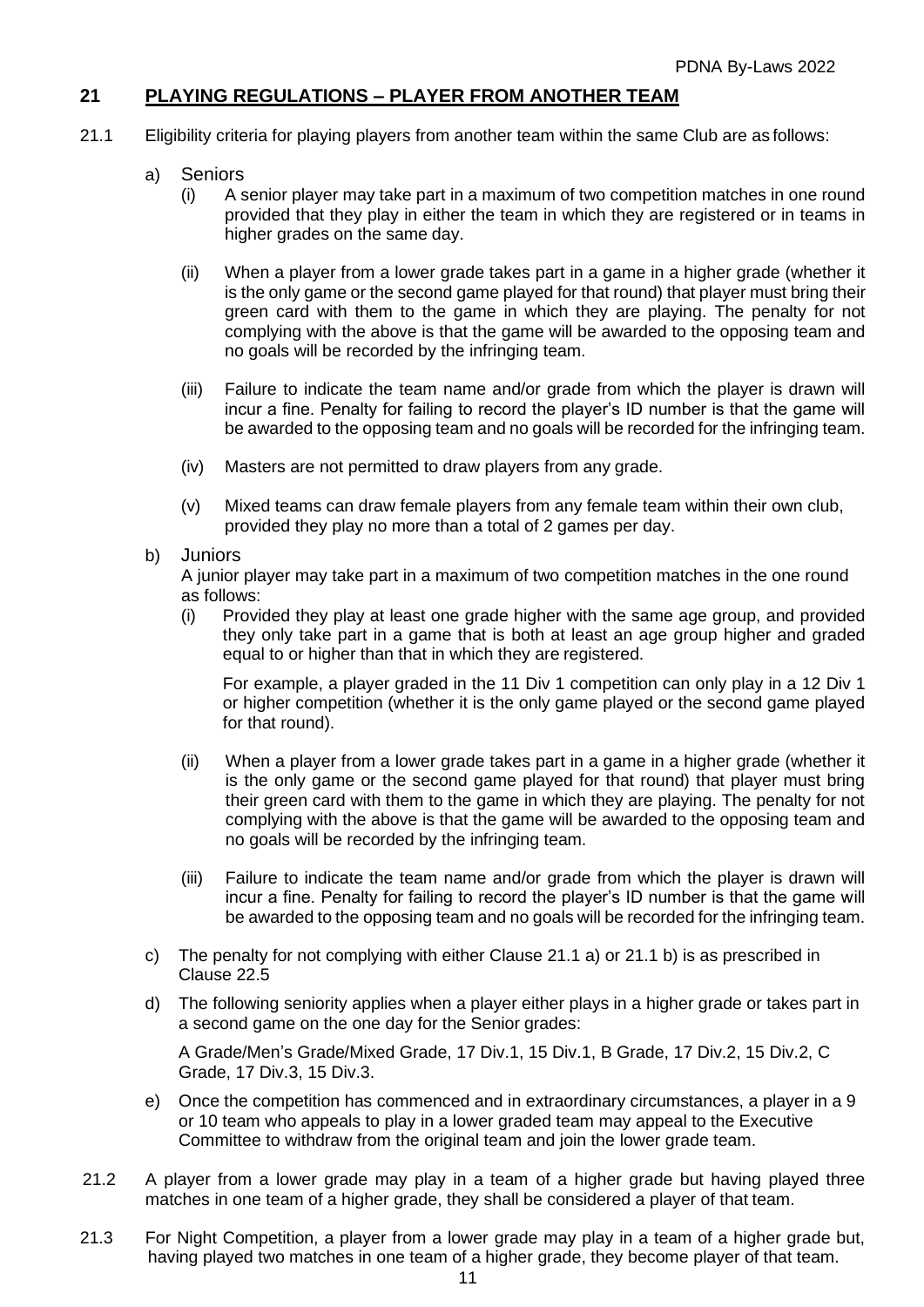## 21 PLAYING REGULATIONS – PLAYER FROM ANOTHER TEAM

21.1 Eligibility criteria for playing players from another team within the same Club are as follows:

a) Seniors

(i) A senior player may take part in a maximum of two competition matches in one round provided that they play in either the team in which they are registered or in teams in higher grades on the same day.

(ii) When a player from a lower grade takes part in a game in a higher grade (whether it is the only game or the second game played for that round) that player must bring their green card with them to the game in which they are playing. The penalty for not complying with the above is that the game will be awarded to the opposing team and no goals will be recorded by the infringing team.

(iii) Failure to indicate the team name and/or grade from which the player is drawn will incur a fine. Penalty for failing to record the player's ID number is that the game will be awarded to the opposing team and no goals will be recorded for the infringing team.

(iv) Masters are not permitted to draw players from any grade.

(v) Mixed teams can draw female players from any female team within their own club, provided they play no more than a total of 2 games per day.

b) Juniors

A junior player may take part in a maximum of two competition matches in the one round as follows:

(i) Provided they play at least one grade higher with the same age group, and provided they only take part in a game that is both at least an age group higher and graded equal to or higher than that in which they are registered.

For example, a player graded in the 11 Div 1 competition can only play in a 12 Div 1 or higher competition (whether it is the only game played or the second game played for that round).

(ii) When a player from a lower grade takes part in a game in a higher grade (whether it is the only game or the second game played for that round) that player must bring their green card with them to the game in which they are playing. The penalty for not complying with the above is that the game will be awarded to the opposing team and no goals will be recorded by the infringing team.

(iii) Failure to indicate the team name and/or grade from which the player is drawn will incur a fine. Penalty for failing to record the player's ID number is that the game will be awarded to the opposing team and no goals will be recorded for the infringing team.

c) The penalty for not complying with either Clause 21.1 a) or 21.1 b) is as prescribed in Clause 22.5

d) The following seniority applies when a player either plays in a higher grade or takes part in a second game on the one day for the Senior grades:

A Grade/Men's Grade/Mixed Grade, 17 Div.1, 15 Div.1, B Grade, 17 Div.2, 15 Div.2, C Grade, 17 Div.3, 15 Div.3.

e) Once the competition has commenced and in extraordinary circumstances, a player in a 9 or 10 team who appeals to play in a lower graded team may appeal to the Executive Committee to withdraw from the original team and join the lower grade team.

21.2 A player from a lower grade may play in a team of a higher grade but having played three matches in one team of a higher grade, they shall be considered a player of that team.

21.3 For Night Competition, a player from a lower grade may play in a team of a higher grade but, having played two matches in one team of a higher grade, they become player of that team.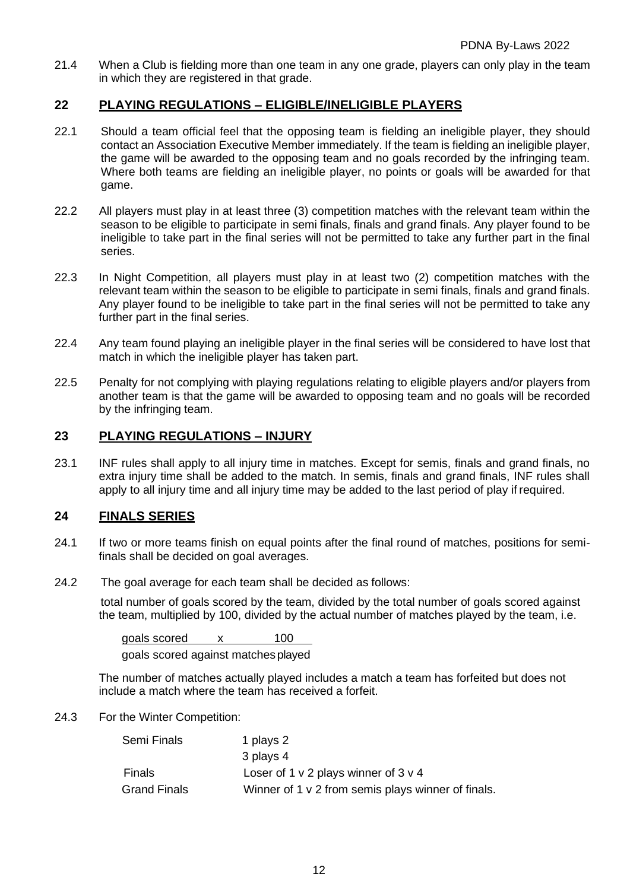21.4 When a Club is fielding more than one team in any one grade, players can only play in the team in which they are registered in that grade.

## 22 PLAYING REGULATIONS – ELIGIBLE/INELIGIBLE PLAYERS

22.1 Should a team official feel that the opposing team is fielding an ineligible player, they should contact an Association Executive Member immediately. If the team is fielding an ineligible player, the game will be awarded to the opposing team and no goals recorded by the infringing team. Where both teams are fielding an ineligible player, no points or goals will be awarded for that game.

22.2 All players must play in at least three (3) competition matches with the relevant team within the season to be eligible to participate in semi finals, finals and grand finals. Any player found to be ineligible to take part in the final series will not be permitted to take any further part in the final series.

22.3 In Night Competition, all players must play in at least two (2) competition matches with the relevant team within the season to be eligible to participate in semi finals, finals and grand finals. Any player found to be ineligible to take part in the final series will not be permitted to take any further part in the final series.

22.4 Any team found playing an ineligible player in the final series will be considered to have lost that match in which the ineligible player has taken part.

22.5 Penalty for not complying with playing regulations relating to eligible players and/or players from another team is that the game will be awarded to opposing team and no goals will be recorded by the infringing team.

## 23 PLAYING REGULATIONS – INJURY

23.1 INF rules shall apply to all injury time in matches. Except for semis, finals and grand finals, no extra injury time shall be added to the match. In semis, finals and grand finals, INF rules shall apply to all injury time and all injury time may be added to the last period of play if required.

## 24 FINALS SERIES

24.1 If two or more teams finish on equal points after the final round of matches, positions for semi-finals shall be decided on goal averages.

24.2 The goal average for each team shall be decided as follows:

total number of goals scored by the team, divided by the total number of goals scored against the team, multiplied by 100, divided by the actual number of matches played by the team, i.e.

$$\frac{\text{goals scored} \times 100}{\text{goals scored against} \quad \text{matches played}}$$

The number of matches actually played includes a match a team has forfeited but does not include a match where the team has received a forfeit.

24.3 For the Winter Competition:

| | |
|---|---|
| Semi Finals | 1 plays 2 |
| | 3 plays 4 |
| Finals | Loser of 1 v 2 plays winner of 3 v 4 |
| Grand Finals | Winner of 1 v 2 from semis plays winner of finals. |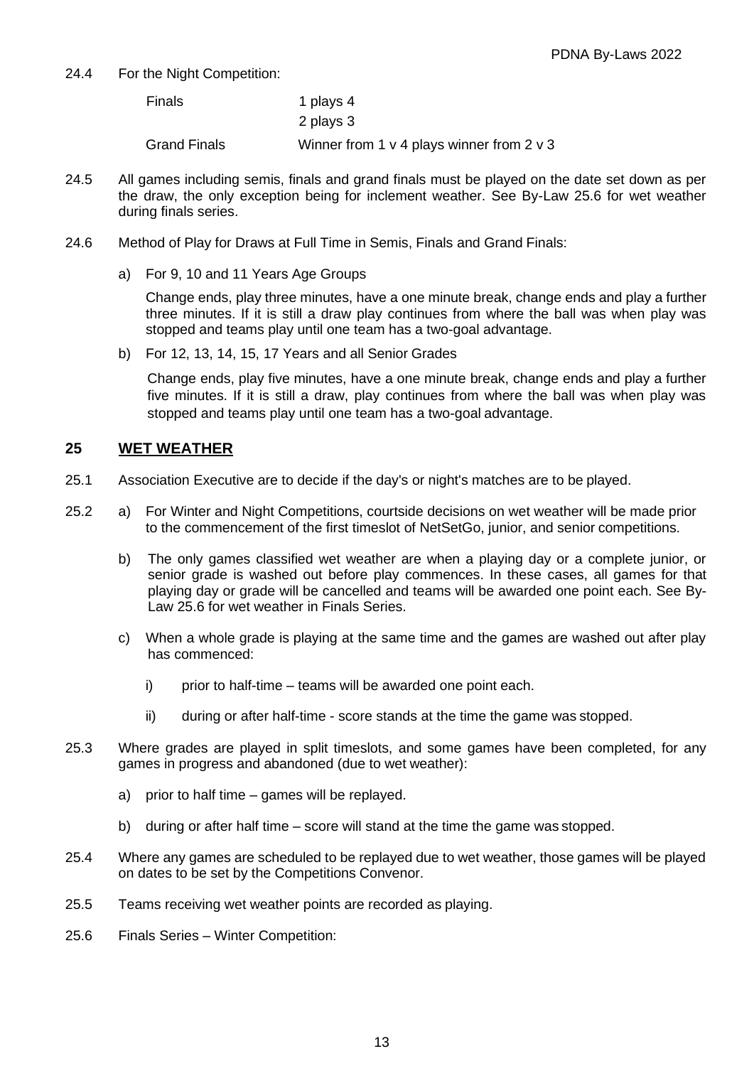24.4 For the Night Competition:

| | |
|---|---|
| Finals | 1 plays 4 |
| | 2 plays 3 |
| Grand Finals | Winner from 1 v 4 plays winner from 2 v 3 |

24.5 All games including semis, finals and grand finals must be played on the date set down as per the draw, the only exception being for inclement weather. See By-Law 25.6 for wet weather during finals series.

24.6 Method of Play for Draws at Full Time in Semis, Finals and Grand Finals:

a) For 9, 10 and 11 Years Age Groups

Change ends, play three minutes, have a one minute break, change ends and play a further three minutes. If it is still a draw play continues from where the ball was when play was stopped and teams play until one team has a two-goal advantage.

b) For 12, 13, 14, 15, 17 Years and all Senior Grades

Change ends, play five minutes, have a one minute break, change ends and play a further five minutes. If it is still a draw, play continues from where the ball was when play was stopped and teams play until one team has a two-goal advantage.

## 25 WET WEATHER

25.1 Association Executive are to decide if the day's or night's matches are to be played.

25.2 a) For Winter and Night Competitions, courtside decisions on wet weather will be made prior to the commencement of the first timeslot of NetSetGo, junior, and senior competitions.

b) The only games classified wet weather are when a playing day or a complete junior, or senior grade is washed out before play commences. In these cases, all games for that playing day or grade will be cancelled and teams will be awarded one point each. See By-Law 25.6 for wet weather in Finals Series.

c) When a whole grade is playing at the same time and the games are washed out after play has commenced:

i) prior to half-time – teams will be awarded one point each.

ii) during or after half-time - score stands at the time the game was stopped.

25.3 Where grades are played in split timeslots, and some games have been completed, for any games in progress and abandoned (due to wet weather):

a) prior to half time – games will be replayed.

b) during or after half time – score will stand at the time the game was stopped.

25.4 Where any games are scheduled to be replayed due to wet weather, those games will be played on dates to be set by the Competitions Convenor.

25.5 Teams receiving wet weather points are recorded as playing.

25.6 Finals Series – Winter Competition: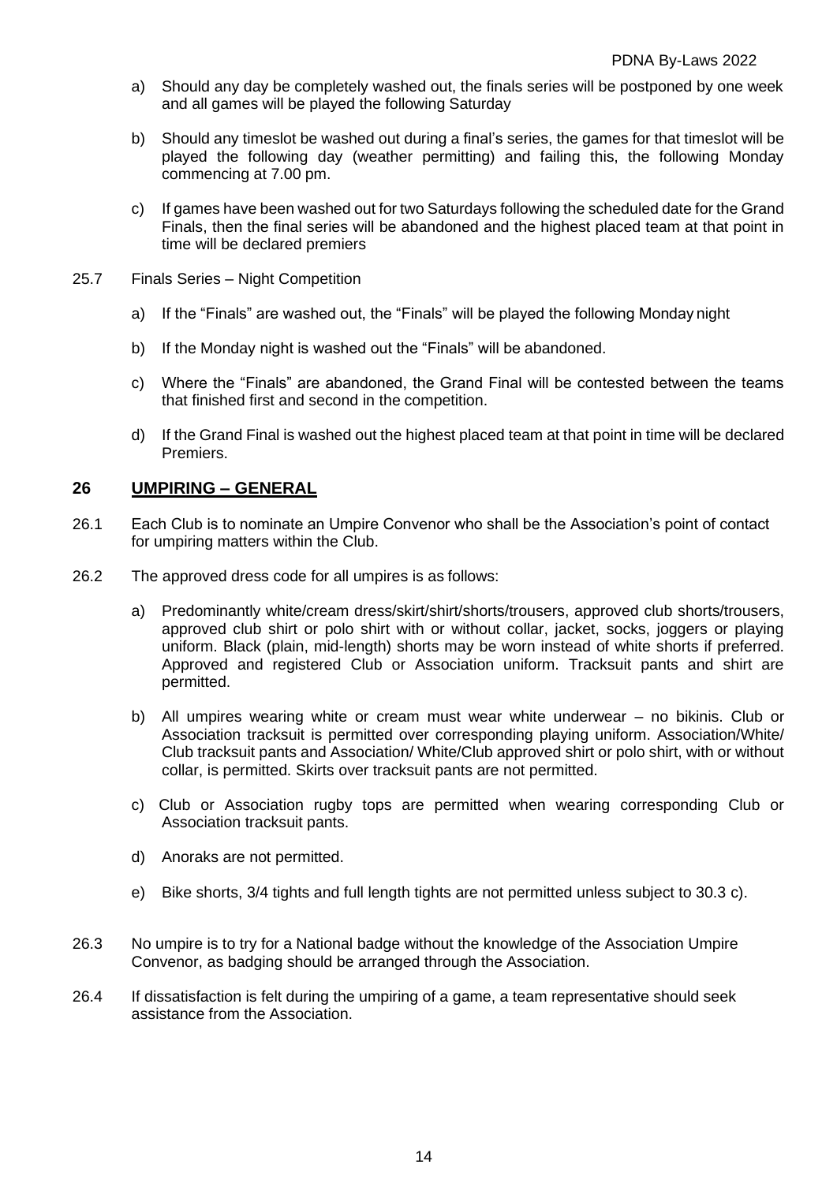a) Should any day be completely washed out, the finals series will be postponed by one week and all games will be played the following Saturday

b) Should any timeslot be washed out during a final's series, the games for that timeslot will be played the following day (weather permitting) and failing this, the following Monday commencing at 7.00 pm.

c) If games have been washed out for two Saturdays following the scheduled date for the Grand Finals, then the final series will be abandoned and the highest placed team at that point in time will be declared premiers

25.7 Finals Series – Night Competition

a) If the "Finals" are washed out, the "Finals" will be played the following Monday night

b) If the Monday night is washed out the "Finals" will be abandoned.

c) Where the "Finals" are abandoned, the Grand Final will be contested between the teams that finished first and second in the competition.

d) If the Grand Final is washed out the highest placed team at that point in time will be declared Premiers.

## 26 UMPIRING – GENERAL

26.1 Each Club is to nominate an Umpire Convenor who shall be the Association's point of contact for umpiring matters within the Club.

26.2 The approved dress code for all umpires is as follows:

a) Predominantly white/cream dress/skirt/shirt/shorts/trousers, approved club shorts/trousers, approved club shirt or polo shirt with or without collar, jacket, socks, joggers or playing uniform. Black (plain, mid-length) shorts may be worn instead of white shorts if preferred. Approved and registered Club or Association uniform. Tracksuit pants and shirt are permitted.

b) All umpires wearing white or cream must wear white underwear – no bikinis. Club or Association tracksuit is permitted over corresponding playing uniform. Association/White/ Club tracksuit pants and Association/ White/Club approved shirt or polo shirt, with or without collar, is permitted. Skirts over tracksuit pants are not permitted.

c) Club or Association rugby tops are permitted when wearing corresponding Club or Association tracksuit pants.

d) Anoraks are not permitted.

e) Bike shorts, 3/4 tights and full length tights are not permitted unless subject to 30.3 c).

26.3 No umpire is to try for a National badge without the knowledge of the Association Umpire Convenor, as badging should be arranged through the Association.

26.4 If dissatisfaction is felt during the umpiring of a game, a team representative should seek assistance from the Association.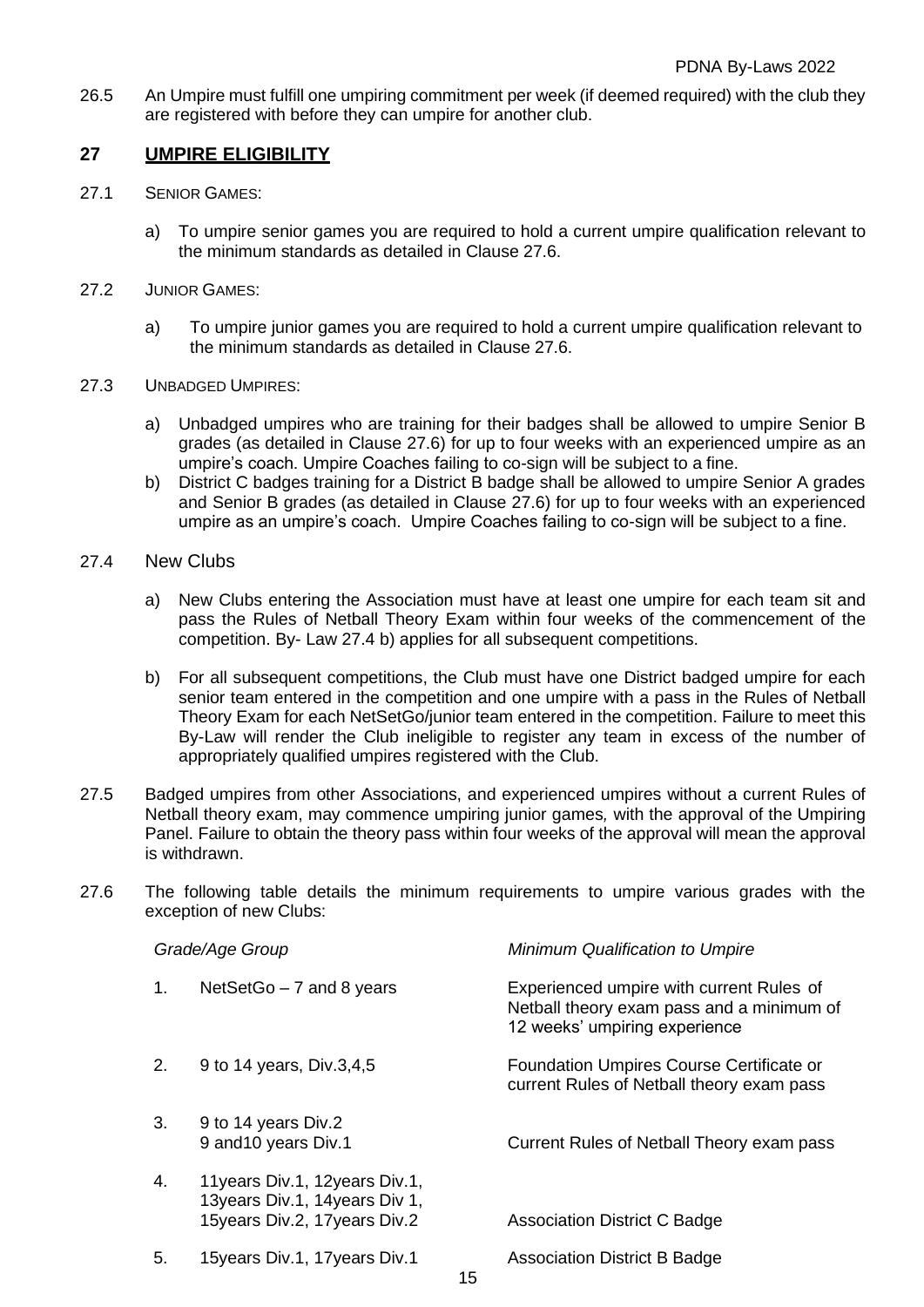26.5 An Umpire must fulfill one umpiring commitment per week (if deemed required) with the club they are registered with before they can umpire for another club.

## 27 UMPIRE ELIGIBILITY

27.1 SENIOR GAMES:

a) To umpire senior games you are required to hold a current umpire qualification relevant to the minimum standards as detailed in Clause 27.6.

27.2 JUNIOR GAMES:

a) To umpire junior games you are required to hold a current umpire qualification relevant to the minimum standards as detailed in Clause 27.6.

27.3 UNBADGED UMPIRES:

a) Unbadged umpires who are training for their badges shall be allowed to umpire Senior B grades (as detailed in Clause 27.6) for up to four weeks with an experienced umpire as an umpire's coach. Umpire Coaches failing to co-sign will be subject to a fine.

b) District C badges training for a District B badge shall be allowed to umpire Senior A grades and Senior B grades (as detailed in Clause 27.6) for up to four weeks with an experienced umpire as an umpire's coach. Umpire Coaches failing to co-sign will be subject to a fine.

27.4 New Clubs

a) New Clubs entering the Association must have at least one umpire for each team sit and pass the Rules of Netball Theory Exam within four weeks of the commencement of the competition. By- Law 27.4 b) applies for all subsequent competitions.

b) For all subsequent competitions, the Club must have one District badged umpire for each senior team entered in the competition and one umpire with a pass in the Rules of Netball Theory Exam for each NetSetGo/junior team entered in the competition. Failure to meet this By-Law will render the Club ineligible to register any team in excess of the number of appropriately qualified umpires registered with the Club.

27.5 Badged umpires from other Associations, and experienced umpires without a current Rules of Netball theory exam, may commence umpiring junior games, with the approval of the Umpiring Panel. Failure to obtain the theory pass within four weeks of the approval will mean the approval is withdrawn.

27.6 The following table details the minimum requirements to umpire various grades with the exception of new Clubs:

| | *Grade/Age Group* | *Minimum Qualification to Umpire* |
|---|---|---|
| 1. | NetSetGo – 7 and 8 years | Experienced umpire with current Rules of Netball theory exam pass and a minimum of 12 weeks' umpiring experience |
| 2. | 9 to 14 years, Div.3,4,5 | Foundation Umpires Course Certificate or current Rules of Netball theory exam pass |
| 3. | 9 to 14 years Div.2<br>9 and10 years Div.1 | Current Rules of Netball Theory exam pass |
| 4. | 11years Div.1, 12years Div.1, 13years Div.1, 14years Div 1, 15years Div.2, 17years Div.2 | Association District C Badge |
| 5. | 15years Div.1, 17years Div.1 | Association District B Badge |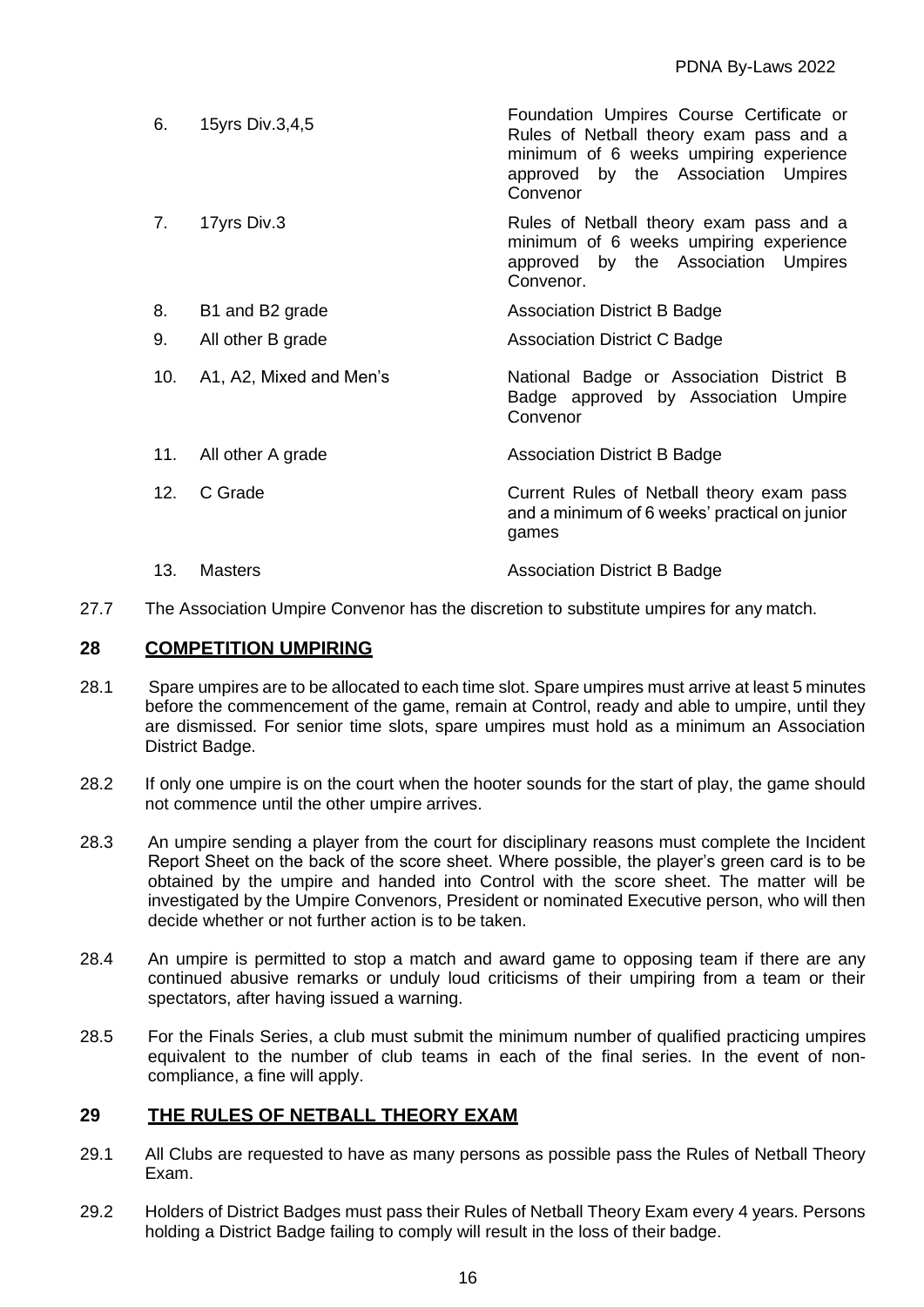| | | |
|---|---|---|
| 6. | 15yrs Div.3,4,5 | Foundation Umpires Course Certificate or Rules of Netball theory exam pass and a minimum of 6 weeks umpiring experience approved by the Association Umpires Convenor |
| 7. | 17yrs Div.3 | Rules of Netball theory exam pass and a minimum of 6 weeks umpiring experience approved by the Association Umpires Convenor. |
| 8. | B1 and B2 grade | Association District B Badge |
| 9. | All other B grade | Association District C Badge |
| 10. | A1, A2, Mixed and Men's | National Badge or Association District B Badge approved by Association Umpire Convenor |
| 11. | All other A grade | Association District B Badge |
| 12. | C Grade | Current Rules of Netball theory exam pass and a minimum of 6 weeks' practical on junior games |
| 13. | Masters | Association District B Badge |

27.7 The Association Umpire Convenor has the discretion to substitute umpires for any match.

## 28 COMPETITION UMPIRING

28.1 Spare umpires are to be allocated to each time slot. Spare umpires must arrive at least 5 minutes before the commencement of the game, remain at Control, ready and able to umpire, until they are dismissed. For senior time slots, spare umpires must hold as a minimum an Association District Badge.

28.2 If only one umpire is on the court when the hooter sounds for the start of play, the game should not commence until the other umpire arrives.

28.3 An umpire sending a player from the court for disciplinary reasons must complete the Incident Report Sheet on the back of the score sheet. Where possible, the player's green card is to be obtained by the umpire and handed into Control with the score sheet. The matter will be investigated by the Umpire Convenors, President or nominated Executive person, who will then decide whether or not further action is to be taken.

28.4 An umpire is permitted to stop a match and award game to opposing team if there are any continued abusive remarks or unduly loud criticisms of their umpiring from a team or their spectators, after having issued a warning.

28.5 For the Finals Series, a club must submit the minimum number of qualified practicing umpires equivalent to the number of club teams in each of the final series. In the event of non-compliance, a fine will apply.

## 29 THE RULES OF NETBALL THEORY EXAM

29.1 All Clubs are requested to have as many persons as possible pass the Rules of Netball Theory Exam.

29.2 Holders of District Badges must pass their Rules of Netball Theory Exam every 4 years. Persons holding a District Badge failing to comply will result in the loss of their badge.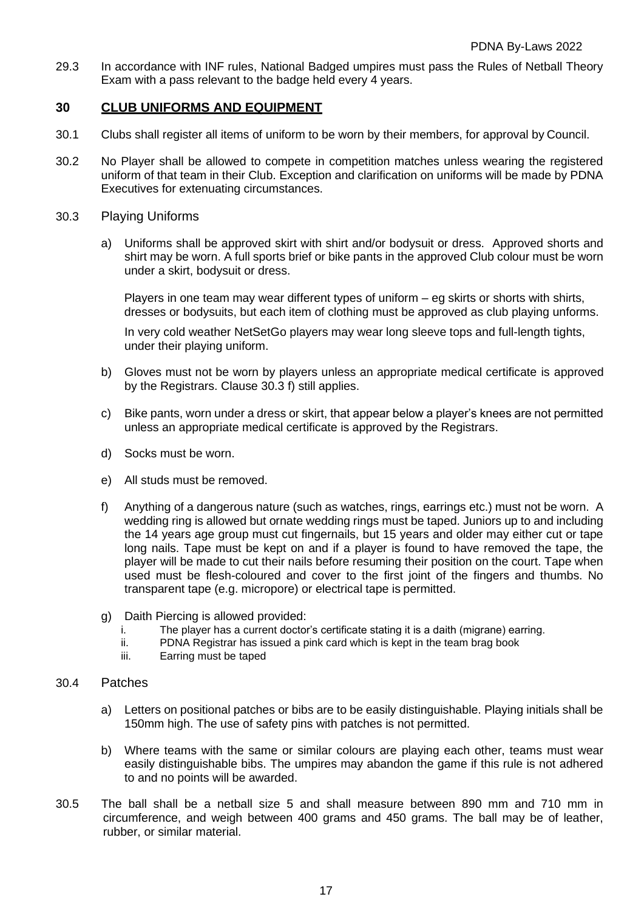29.3 In accordance with INF rules, National Badged umpires must pass the Rules of Netball Theory Exam with a pass relevant to the badge held every 4 years.

## 30 CLUB UNIFORMS AND EQUIPMENT

30.1 Clubs shall register all items of uniform to be worn by their members, for approval by Council.

30.2 No Player shall be allowed to compete in competition matches unless wearing the registered uniform of that team in their Club. Exception and clarification on uniforms will be made by PDNA Executives for extenuating circumstances.

30.3 Playing Uniforms

a) Uniforms shall be approved skirt with shirt and/or bodysuit or dress. Approved shorts and shirt may be worn. A full sports brief or bike pants in the approved Club colour must be worn under a skirt, bodysuit or dress.

Players in one team may wear different types of uniform – eg skirts or shorts with shirts, dresses or bodysuits, but each item of clothing must be approved as club playing unforms.

In very cold weather NetSetGo players may wear long sleeve tops and full-length tights, under their playing uniform.

b) Gloves must not be worn by players unless an appropriate medical certificate is approved by the Registrars. Clause 30.3 f) still applies.

c) Bike pants, worn under a dress or skirt, that appear below a player's knees are not permitted unless an appropriate medical certificate is approved by the Registrars.

d) Socks must be worn.

e) All studs must be removed.

f) Anything of a dangerous nature (such as watches, rings, earrings etc.) must not be worn. A wedding ring is allowed but ornate wedding rings must be taped. Juniors up to and including the 14 years age group must cut fingernails, but 15 years and older may either cut or tape long nails. Tape must be kept on and if a player is found to have removed the tape, the player will be made to cut their nails before resuming their position on the court. Tape when used must be flesh-coloured and cover to the first joint of the fingers and thumbs. No transparent tape (e.g. micropore) or electrical tape is permitted.

g) Daith Piercing is allowed provided:
   i. The player has a current doctor's certificate stating it is a daith (migrane) earring.
   ii. PDNA Registrar has issued a pink card which is kept in the team brag book
   iii. Earring must be taped

30.4 Patches

a) Letters on positional patches or bibs are to be easily distinguishable. Playing initials shall be 150mm high. The use of safety pins with patches is not permitted.

b) Where teams with the same or similar colours are playing each other, teams must wear easily distinguishable bibs. The umpires may abandon the game if this rule is not adhered to and no points will be awarded.

30.5 The ball shall be a netball size 5 and shall measure between 890 mm and 710 mm in circumference, and weigh between 400 grams and 450 grams. The ball may be of leather, rubber, or similar material.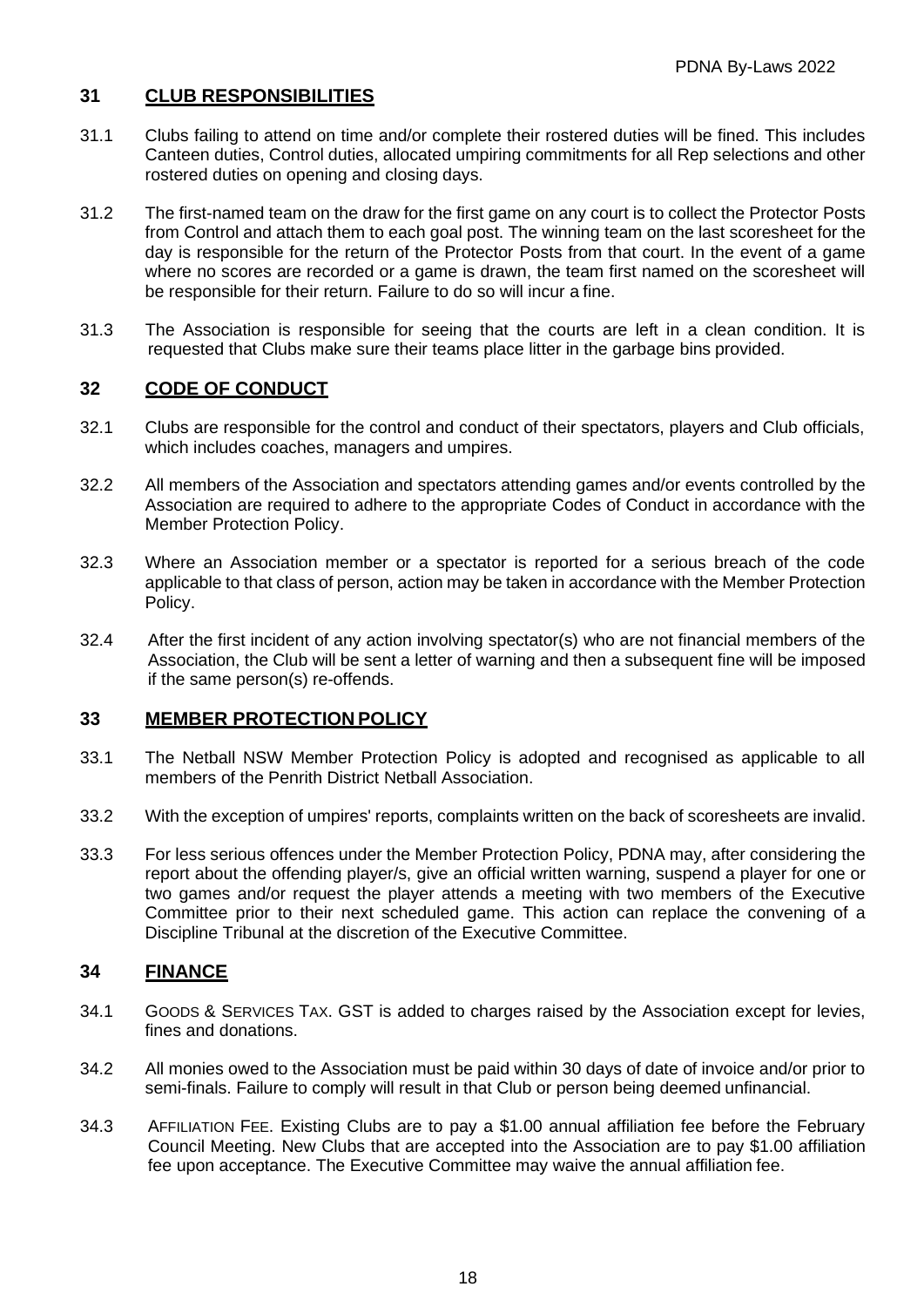## 31 CLUB RESPONSIBILITIES

31.1 Clubs failing to attend on time and/or complete their rostered duties will be fined. This includes Canteen duties, Control duties, allocated umpiring commitments for all Rep selections and other rostered duties on opening and closing days.

31.2 The first-named team on the draw for the first game on any court is to collect the Protector Posts from Control and attach them to each goal post. The winning team on the last scoresheet for the day is responsible for the return of the Protector Posts from that court. In the event of a game where no scores are recorded or a game is drawn, the team first named on the scoresheet will be responsible for their return. Failure to do so will incur a fine.

31.3 The Association is responsible for seeing that the courts are left in a clean condition. It is requested that Clubs make sure their teams place litter in the garbage bins provided.

## 32 CODE OF CONDUCT

32.1 Clubs are responsible for the control and conduct of their spectators, players and Club officials, which includes coaches, managers and umpires.

32.2 All members of the Association and spectators attending games and/or events controlled by the Association are required to adhere to the appropriate Codes of Conduct in accordance with the Member Protection Policy.

32.3 Where an Association member or a spectator is reported for a serious breach of the code applicable to that class of person, action may be taken in accordance with the Member Protection Policy.

32.4 After the first incident of any action involving spectator(s) who are not financial members of the Association, the Club will be sent a letter of warning and then a subsequent fine will be imposed if the same person(s) re-offends.

## 33 MEMBER PROTECTION POLICY

33.1 The Netball NSW Member Protection Policy is adopted and recognised as applicable to all members of the Penrith District Netball Association.

33.2 With the exception of umpires' reports, complaints written on the back of scoresheets are invalid.

33.3 For less serious offences under the Member Protection Policy, PDNA may, after considering the report about the offending player/s, give an official written warning, suspend a player for one or two games and/or request the player attends a meeting with two members of the Executive Committee prior to their next scheduled game. This action can replace the convening of a Discipline Tribunal at the discretion of the Executive Committee.

## 34 FINANCE

34.1 GOODS & SERVICES TAX. GST is added to charges raised by the Association except for levies, fines and donations.

34.2 All monies owed to the Association must be paid within 30 days of date of invoice and/or prior to semi-finals. Failure to comply will result in that Club or person being deemed unfinancial.

34.3 AFFILIATION FEE. Existing Clubs are to pay a $1.00 annual affiliation fee before the February Council Meeting. New Clubs that are accepted into the Association are to pay $1.00 affiliation fee upon acceptance. The Executive Committee may waive the annual affiliation fee.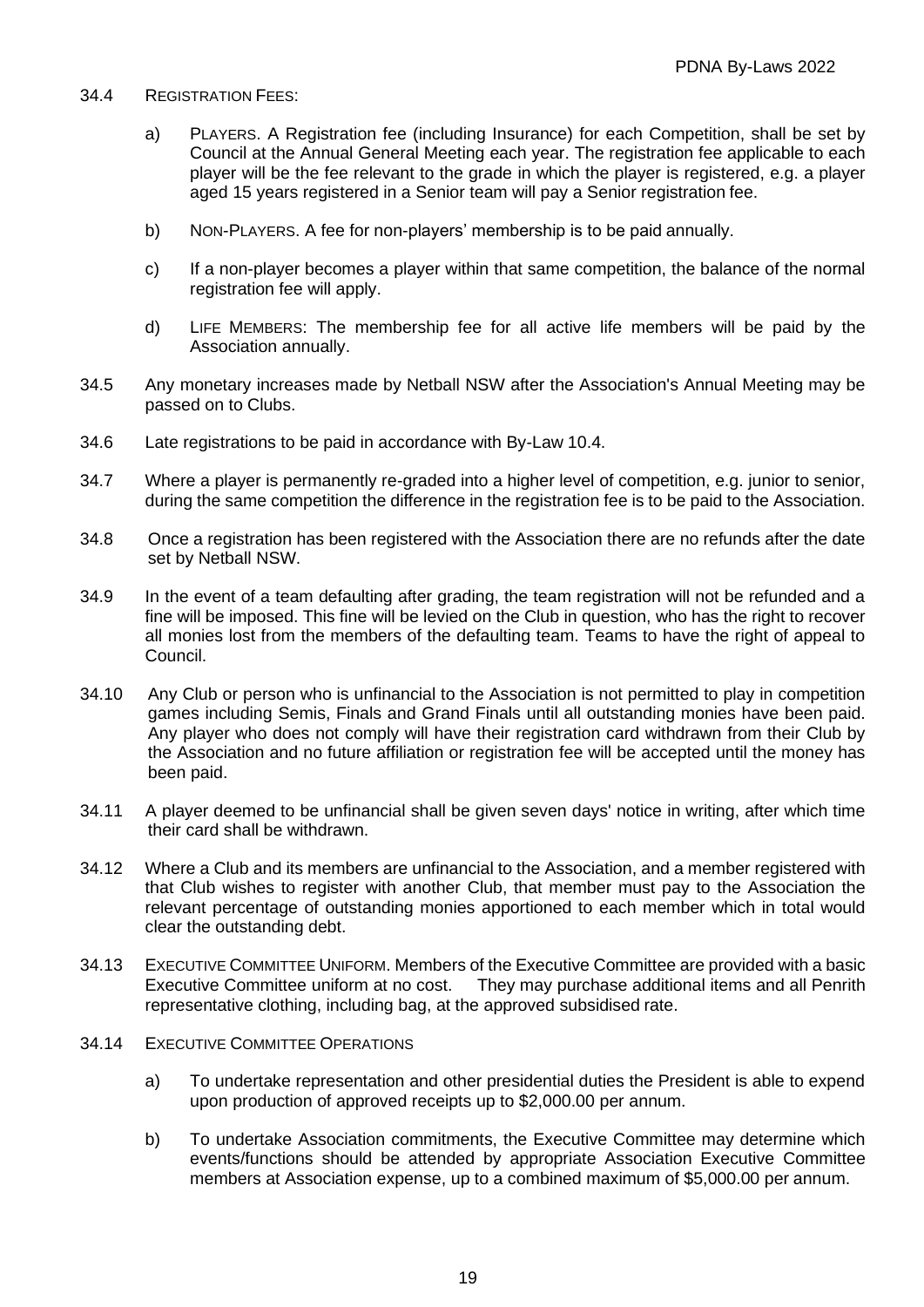34.4 REGISTRATION FEES:

a) PLAYERS. A Registration fee (including Insurance) for each Competition, shall be set by Council at the Annual General Meeting each year. The registration fee applicable to each player will be the fee relevant to the grade in which the player is registered, e.g. a player aged 15 years registered in a Senior team will pay a Senior registration fee.

b) NON-PLAYERS. A fee for non-players' membership is to be paid annually.

c) If a non-player becomes a player within that same competition, the balance of the normal registration fee will apply.

d) LIFE MEMBERS: The membership fee for all active life members will be paid by the Association annually.

34.5 Any monetary increases made by Netball NSW after the Association's Annual Meeting may be passed on to Clubs.

34.6 Late registrations to be paid in accordance with By-Law 10.4.

34.7 Where a player is permanently re-graded into a higher level of competition, e.g. junior to senior, during the same competition the difference in the registration fee is to be paid to the Association.

34.8 Once a registration has been registered with the Association there are no refunds after the date set by Netball NSW.

34.9 In the event of a team defaulting after grading, the team registration will not be refunded and a fine will be imposed. This fine will be levied on the Club in question, who has the right to recover all monies lost from the members of the defaulting team. Teams to have the right of appeal to Council.

34.10 Any Club or person who is unfinancial to the Association is not permitted to play in competition games including Semis, Finals and Grand Finals until all outstanding monies have been paid. Any player who does not comply will have their registration card withdrawn from their Club by the Association and no future affiliation or registration fee will be accepted until the money has been paid.

34.11 A player deemed to be unfinancial shall be given seven days' notice in writing, after which time their card shall be withdrawn.

34.12 Where a Club and its members are unfinancial to the Association, and a member registered with that Club wishes to register with another Club, that member must pay to the Association the relevant percentage of outstanding monies apportioned to each member which in total would clear the outstanding debt.

34.13 EXECUTIVE COMMITTEE UNIFORM. Members of the Executive Committee are provided with a basic Executive Committee uniform at no cost. They may purchase additional items and all Penrith representative clothing, including bag, at the approved subsidised rate.

34.14 EXECUTIVE COMMITTEE OPERATIONS

a) To undertake representation and other presidential duties the President is able to expend upon production of approved receipts up to $2,000.00 per annum.

b) To undertake Association commitments, the Executive Committee may determine which events/functions should be attended by appropriate Association Executive Committee members at Association expense, up to a combined maximum of $5,000.00 per annum.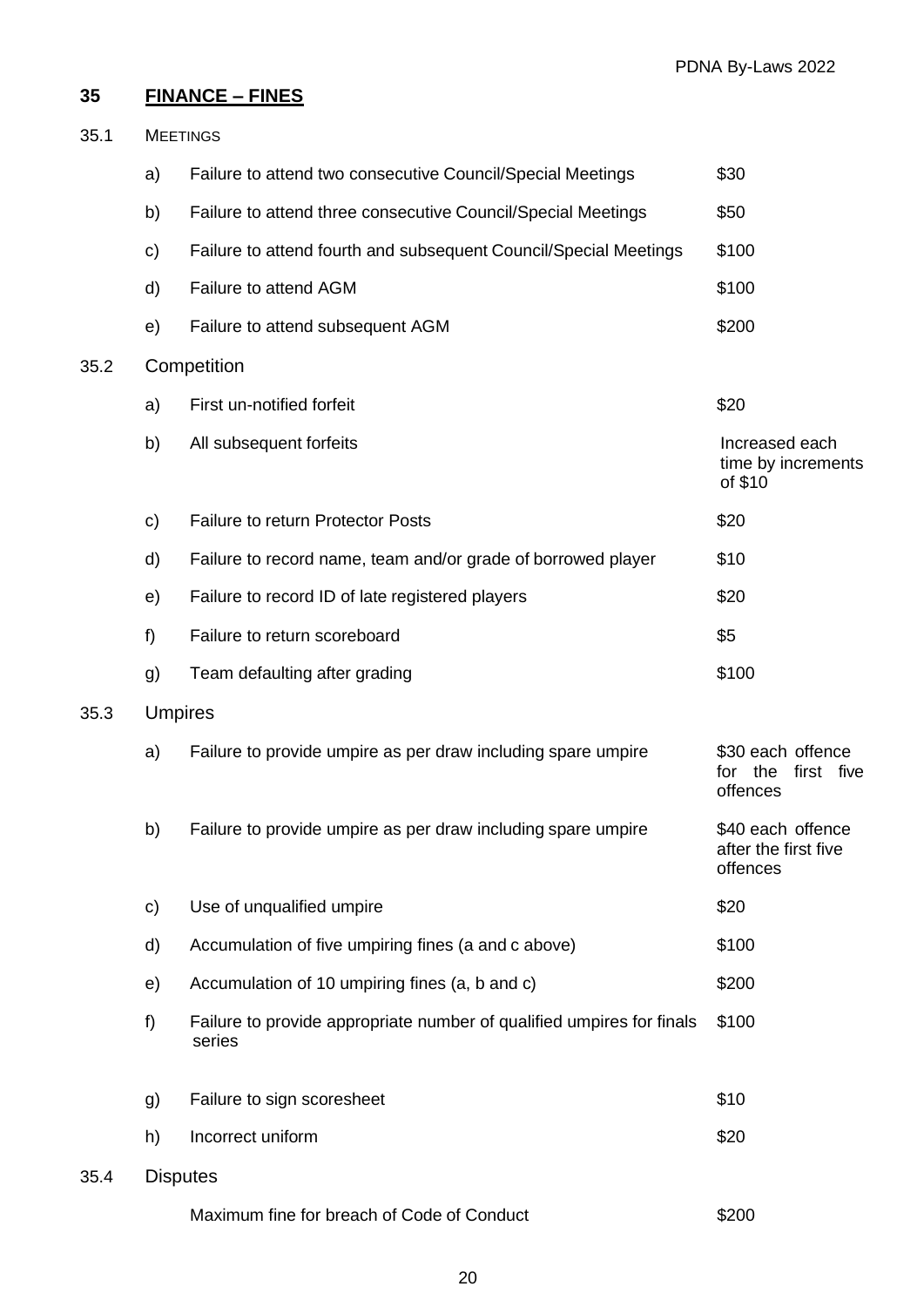## 35 FINANCE – FINES

### 35.1 MEETINGS

| | | |
|---|---|---|
| a) | Failure to attend two consecutive Council/Special Meetings | \$30 |
| b) | Failure to attend three consecutive Council/Special Meetings | \$50 |
| c) | Failure to attend fourth and subsequent Council/Special Meetings | \$100 |
| d) | Failure to attend AGM | \$100 |
| e) | Failure to attend subsequent AGM | \$200 |

### 35.2 Competition

| | | |
|---|---|---|
| a) | First un-notified forfeit | \$20 |
| b) | All subsequent forfeits | Increased each time by increments of \$10 |
| c) | Failure to return Protector Posts | \$20 |
| d) | Failure to record name, team and/or grade of borrowed player | \$10 |
| e) | Failure to record ID of late registered players | \$20 |
| f) | Failure to return scoreboard | \$5 |
| g) | Team defaulting after grading | \$100 |

### 35.3 Umpires

| | | |
|---|---|---|
| a) | Failure to provide umpire as per draw including spare umpire | \$30 each offence for the first five offences |
| b) | Failure to provide umpire as per draw including spare umpire | \$40 each offence after the first five offences |
| c) | Use of unqualified umpire | \$20 |
| d) | Accumulation of five umpiring fines (a and c above) | \$100 |
| e) | Accumulation of 10 umpiring fines (a, b and c) | \$200 |
| f) | Failure to provide appropriate number of qualified umpires for finals series | \$100 |
| g) | Failure to sign scoresheet | \$10 |
| h) | Incorrect uniform | \$20 |

### 35.4 Disputes

| | |
|---|---|
| Maximum fine for breach of Code of Conduct | \$200 |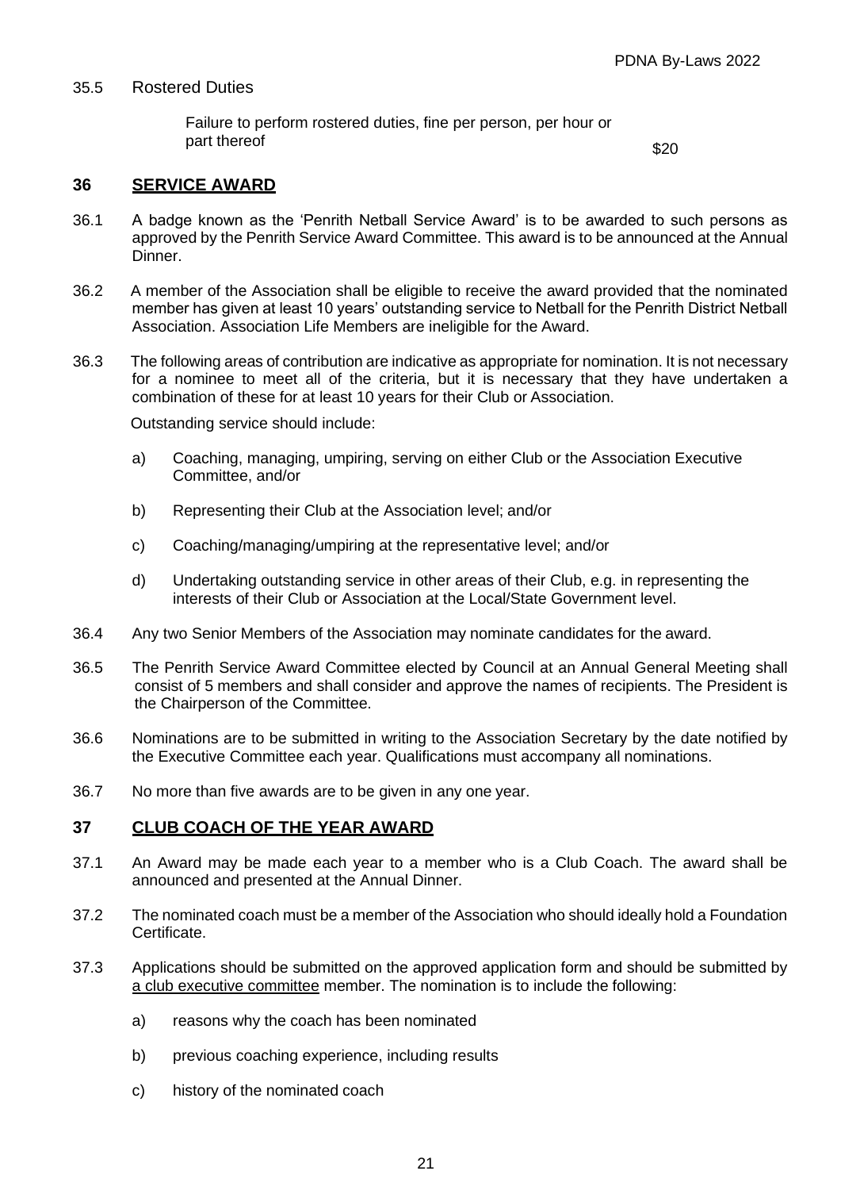35.5 Rostered Duties

| | |
|---|---|
| Failure to perform rostered duties, fine per person, per hour or part thereof | $20 |

## 36 SERVICE AWARD

36.1 A badge known as the 'Penrith Netball Service Award' is to be awarded to such persons as approved by the Penrith Service Award Committee. This award is to be announced at the Annual Dinner.

36.2 A member of the Association shall be eligible to receive the award provided that the nominated member has given at least 10 years' outstanding service to Netball for the Penrith District Netball Association. Association Life Members are ineligible for the Award.

36.3 The following areas of contribution are indicative as appropriate for nomination. It is not necessary for a nominee to meet all of the criteria, but it is necessary that they have undertaken a combination of these for at least 10 years for their Club or Association.

Outstanding service should include:

a) Coaching, managing, umpiring, serving on either Club or the Association Executive Committee, and/or

b) Representing their Club at the Association level; and/or

c) Coaching/managing/umpiring at the representative level; and/or

d) Undertaking outstanding service in other areas of their Club, e.g. in representing the interests of their Club or Association at the Local/State Government level.

36.4 Any two Senior Members of the Association may nominate candidates for the award.

36.5 The Penrith Service Award Committee elected by Council at an Annual General Meeting shall consist of 5 members and shall consider and approve the names of recipients. The President is the Chairperson of the Committee.

36.6 Nominations are to be submitted in writing to the Association Secretary by the date notified by the Executive Committee each year. Qualifications must accompany all nominations.

36.7 No more than five awards are to be given in any one year.

## 37 CLUB COACH OF THE YEAR AWARD

37.1 An Award may be made each year to a member who is a Club Coach. The award shall be announced and presented at the Annual Dinner.

37.2 The nominated coach must be a member of the Association who should ideally hold a Foundation Certificate.

37.3 Applications should be submitted on the approved application form and should be submitted by <u>a club executive committee</u> member. The nomination is to include the following:

a) reasons why the coach has been nominated

b) previous coaching experience, including results

c) history of the nominated coach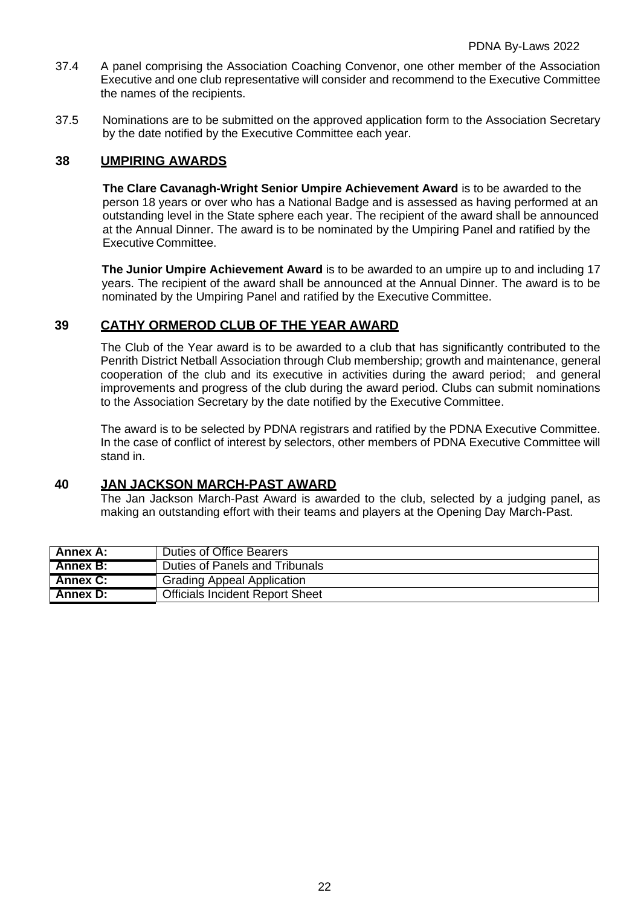37.4 A panel comprising the Association Coaching Convenor, one other member of the Association Executive and one club representative will consider and recommend to the Executive Committee the names of the recipients.

37.5 Nominations are to be submitted on the approved application form to the Association Secretary by the date notified by the Executive Committee each year.

## 38 UMPIRING AWARDS

**The Clare Cavanagh-Wright Senior Umpire Achievement Award** is to be awarded to the person 18 years or over who has a National Badge and is assessed as having performed at an outstanding level in the State sphere each year. The recipient of the award shall be announced at the Annual Dinner. The award is to be nominated by the Umpiring Panel and ratified by the Executive Committee.

**The Junior Umpire Achievement Award** is to be awarded to an umpire up to and including 17 years. The recipient of the award shall be announced at the Annual Dinner. The award is to be nominated by the Umpiring Panel and ratified by the Executive Committee.

## 39 CATHY ORMEROD CLUB OF THE YEAR AWARD

The Club of the Year award is to be awarded to a club that has significantly contributed to the Penrith District Netball Association through Club membership; growth and maintenance, general cooperation of the club and its executive in activities during the award period; and general improvements and progress of the club during the award period. Clubs can submit nominations to the Association Secretary by the date notified by the Executive Committee.

The award is to be selected by PDNA registrars and ratified by the PDNA Executive Committee. In the case of conflict of interest by selectors, other members of PDNA Executive Committee will stand in.

## 40 JAN JACKSON MARCH-PAST AWARD

The Jan Jackson March-Past Award is awarded to the club, selected by a judging panel, as making an outstanding effort with their teams and players at the Opening Day March-Past.

| | |
|---|---|
| **Annex A:** | Duties of Office Bearers |
| **Annex B:** | Duties of Panels and Tribunals |
| **Annex C:** | Grading Appeal Application |
| **Annex D:** | Officials Incident Report Sheet |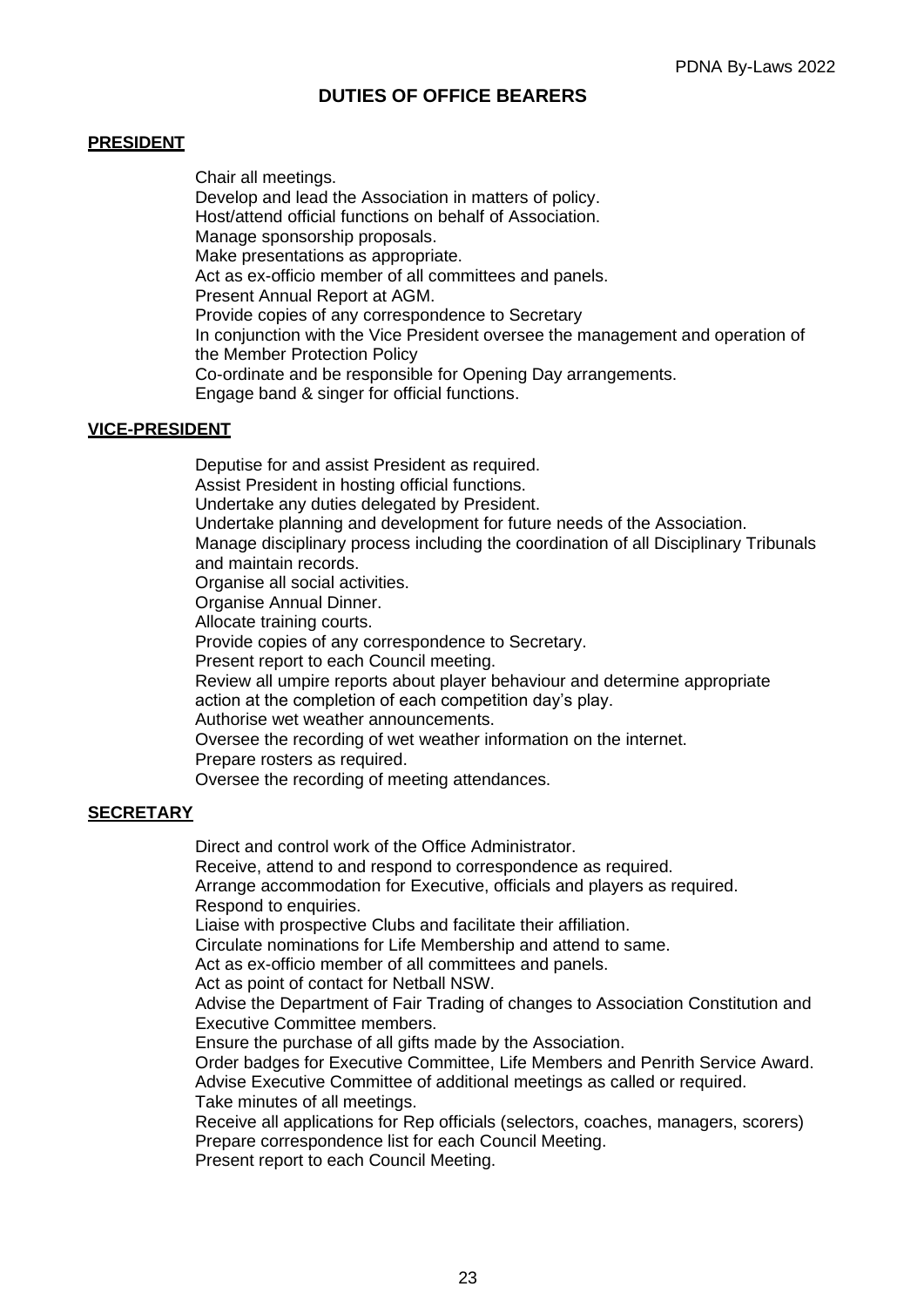# DUTIES OF OFFICE BEARERS

## PRESIDENT

Chair all meetings.
Develop and lead the Association in matters of policy.
Host/attend official functions on behalf of Association.
Manage sponsorship proposals.
Make presentations as appropriate.
Act as ex-officio member of all committees and panels.
Present Annual Report at AGM.
Provide copies of any correspondence to Secretary
In conjunction with the Vice President oversee the management and operation of the Member Protection Policy
Co-ordinate and be responsible for Opening Day arrangements.
Engage band & singer for official functions.

## VICE-PRESIDENT

Deputise for and assist President as required.
Assist President in hosting official functions.
Undertake any duties delegated by President.
Undertake planning and development for future needs of the Association.
Manage disciplinary process including the coordination of all Disciplinary Tribunals and maintain records.
Organise all social activities.
Organise Annual Dinner.
Allocate training courts.
Provide copies of any correspondence to Secretary.
Present report to each Council meeting.
Review all umpire reports about player behaviour and determine appropriate action at the completion of each competition day's play.
Authorise wet weather announcements.
Oversee the recording of wet weather information on the internet.
Prepare rosters as required.
Oversee the recording of meeting attendances.

## SECRETARY

Direct and control work of the Office Administrator.
Receive, attend to and respond to correspondence as required.
Arrange accommodation for Executive, officials and players as required.
Respond to enquiries.
Liaise with prospective Clubs and facilitate their affiliation.
Circulate nominations for Life Membership and attend to same.
Act as ex-officio member of all committees and panels.
Act as point of contact for Netball NSW.
Advise the Department of Fair Trading of changes to Association Constitution and Executive Committee members.
Ensure the purchase of all gifts made by the Association.
Order badges for Executive Committee, Life Members and Penrith Service Award.
Advise Executive Committee of additional meetings as called or required.
Take minutes of all meetings.
Receive all applications for Rep officials (selectors, coaches, managers, scorers)
Prepare correspondence list for each Council Meeting.
Present report to each Council Meeting.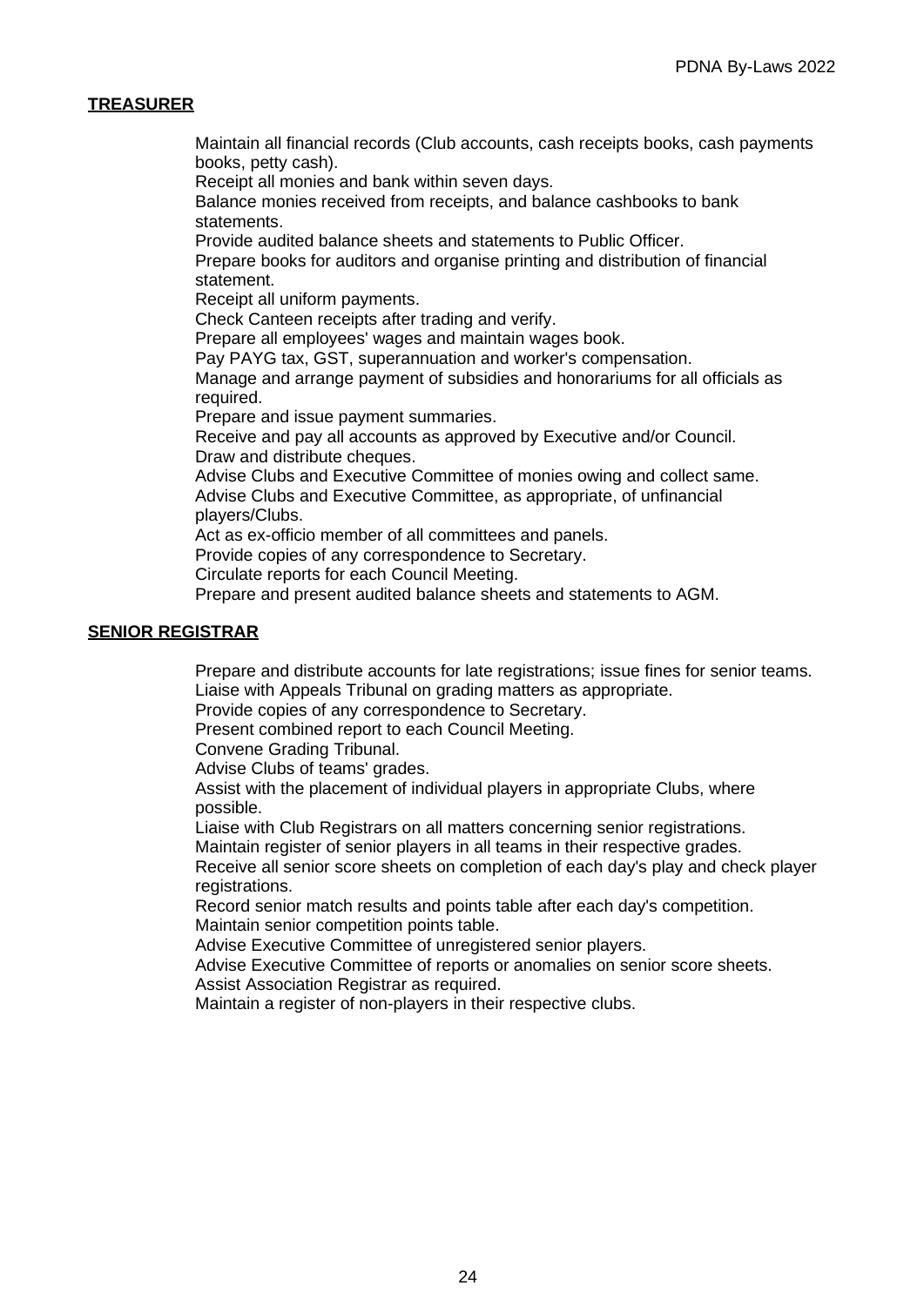## TREASURER

Maintain all financial records (Club accounts, cash receipts books, cash payments books, petty cash).
Receipt all monies and bank within seven days.
Balance monies received from receipts, and balance cashbooks to bank statements.
Provide audited balance sheets and statements to Public Officer.
Prepare books for auditors and organise printing and distribution of financial statement.
Receipt all uniform payments.
Check Canteen receipts after trading and verify.
Prepare all employees' wages and maintain wages book.
Pay PAYG tax, GST, superannuation and worker's compensation.
Manage and arrange payment of subsidies and honorariums for all officials as required.
Prepare and issue payment summaries.
Receive and pay all accounts as approved by Executive and/or Council.
Draw and distribute cheques.
Advise Clubs and Executive Committee of monies owing and collect same.
Advise Clubs and Executive Committee, as appropriate, of unfinancial players/Clubs.
Act as ex-officio member of all committees and panels.
Provide copies of any correspondence to Secretary.
Circulate reports for each Council Meeting.
Prepare and present audited balance sheets and statements to AGM.

## SENIOR REGISTRAR

Prepare and distribute accounts for late registrations; issue fines for senior teams.
Liaise with Appeals Tribunal on grading matters as appropriate.
Provide copies of any correspondence to Secretary.
Present combined report to each Council Meeting.
Convene Grading Tribunal.
Advise Clubs of teams' grades.
Assist with the placement of individual players in appropriate Clubs, where possible.
Liaise with Club Registrars on all matters concerning senior registrations.
Maintain register of senior players in all teams in their respective grades.
Receive all senior score sheets on completion of each day's play and check player registrations.
Record senior match results and points table after each day's competition.
Maintain senior competition points table.
Advise Executive Committee of unregistered senior players.
Advise Executive Committee of reports or anomalies on senior score sheets.
Assist Association Registrar as required.
Maintain a register of non-players in their respective clubs.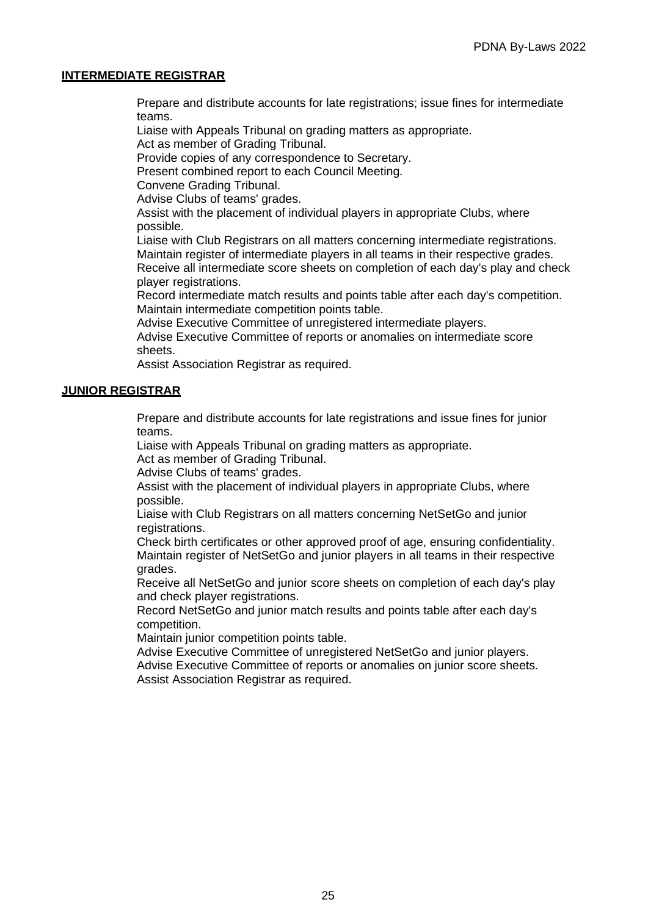## INTERMEDIATE REGISTRAR

Prepare and distribute accounts for late registrations; issue fines for intermediate teams.
Liaise with Appeals Tribunal on grading matters as appropriate.
Act as member of Grading Tribunal.
Provide copies of any correspondence to Secretary.
Present combined report to each Council Meeting.
Convene Grading Tribunal.
Advise Clubs of teams' grades.
Assist with the placement of individual players in appropriate Clubs, where possible.
Liaise with Club Registrars on all matters concerning intermediate registrations.
Maintain register of intermediate players in all teams in their respective grades.
Receive all intermediate score sheets on completion of each day's play and check player registrations.
Record intermediate match results and points table after each day's competition.
Maintain intermediate competition points table.
Advise Executive Committee of unregistered intermediate players.
Advise Executive Committee of reports or anomalies on intermediate score sheets.
Assist Association Registrar as required.

## JUNIOR REGISTRAR

Prepare and distribute accounts for late registrations and issue fines for junior teams.
Liaise with Appeals Tribunal on grading matters as appropriate.
Act as member of Grading Tribunal.
Advise Clubs of teams' grades.
Assist with the placement of individual players in appropriate Clubs, where possible.
Liaise with Club Registrars on all matters concerning NetSetGo and junior registrations.
Check birth certificates or other approved proof of age, ensuring confidentiality.
Maintain register of NetSetGo and junior players in all teams in their respective grades.
Receive all NetSetGo and junior score sheets on completion of each day's play and check player registrations.
Record NetSetGo and junior match results and points table after each day's competition.
Maintain junior competition points table.
Advise Executive Committee of unregistered NetSetGo and junior players.
Advise Executive Committee of reports or anomalies on junior score sheets.
Assist Association Registrar as required.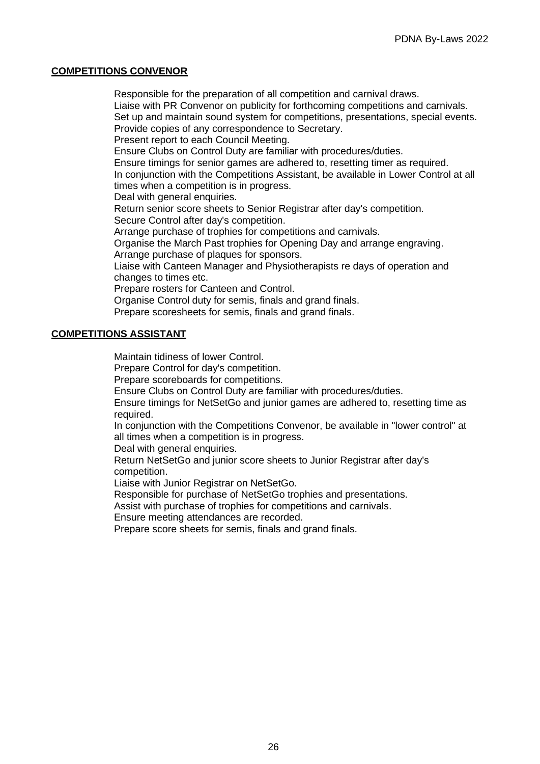## COMPETITIONS CONVENOR

Responsible for the preparation of all competition and carnival draws.
Liaise with PR Convenor on publicity for forthcoming competitions and carnivals.
Set up and maintain sound system for competitions, presentations, special events.
Provide copies of any correspondence to Secretary.
Present report to each Council Meeting.
Ensure Clubs on Control Duty are familiar with procedures/duties.
Ensure timings for senior games are adhered to, resetting timer as required.
In conjunction with the Competitions Assistant, be available in Lower Control at all times when a competition is in progress.
Deal with general enquiries.
Return senior score sheets to Senior Registrar after day's competition.
Secure Control after day's competition.
Arrange purchase of trophies for competitions and carnivals.
Organise the March Past trophies for Opening Day and arrange engraving.
Arrange purchase of plaques for sponsors.
Liaise with Canteen Manager and Physiotherapists re days of operation and changes to times etc.
Prepare rosters for Canteen and Control.
Organise Control duty for semis, finals and grand finals.
Prepare scoresheets for semis, finals and grand finals.

## COMPETITIONS ASSISTANT

Maintain tidiness of lower Control.
Prepare Control for day's competition.
Prepare scoreboards for competitions.
Ensure Clubs on Control Duty are familiar with procedures/duties.
Ensure timings for NetSetGo and junior games are adhered to, resetting time as required.
In conjunction with the Competitions Convenor, be available in "lower control" at all times when a competition is in progress.
Deal with general enquiries.
Return NetSetGo and junior score sheets to Junior Registrar after day's competition.
Liaise with Junior Registrar on NetSetGo.
Responsible for purchase of NetSetGo trophies and presentations.
Assist with purchase of trophies for competitions and carnivals.
Ensure meeting attendances are recorded.
Prepare score sheets for semis, finals and grand finals.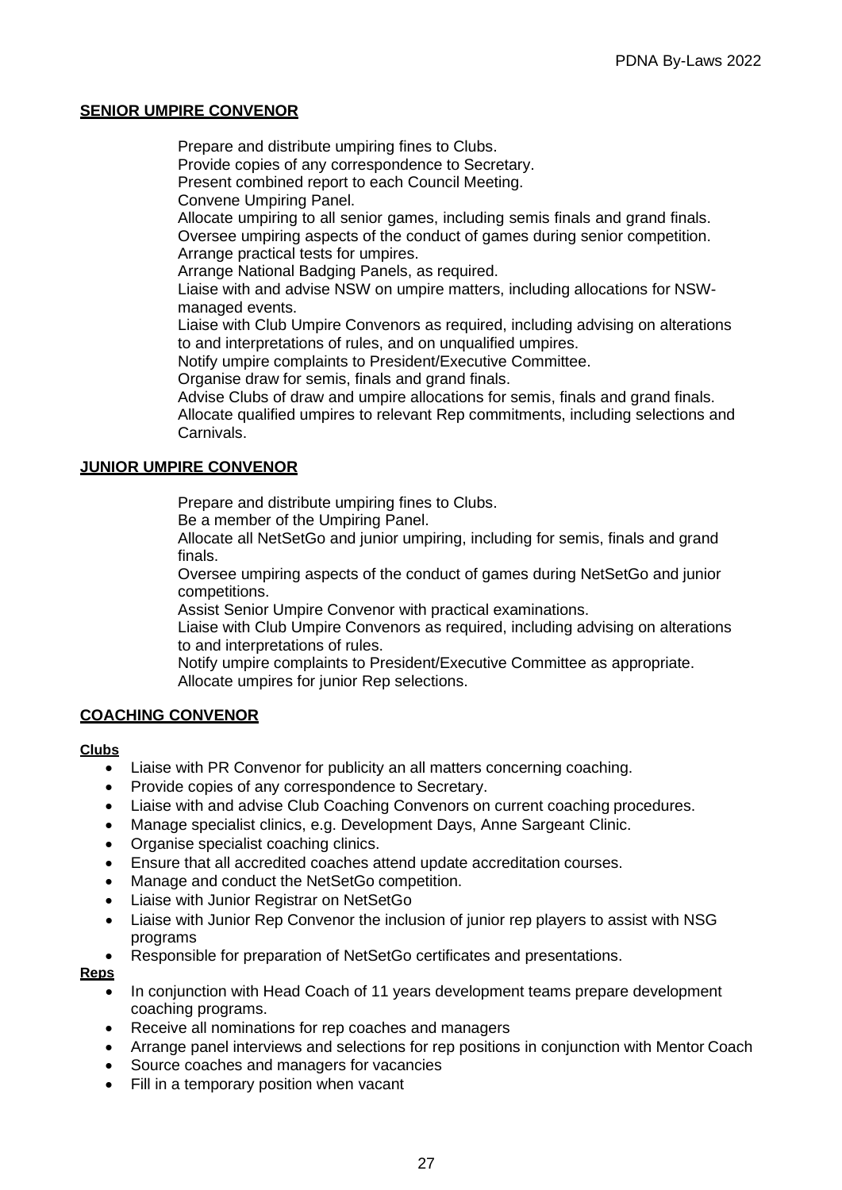## SENIOR UMPIRE CONVENOR

Prepare and distribute umpiring fines to Clubs.
Provide copies of any correspondence to Secretary.
Present combined report to each Council Meeting.
Convene Umpiring Panel.
Allocate umpiring to all senior games, including semis finals and grand finals.
Oversee umpiring aspects of the conduct of games during senior competition.
Arrange practical tests for umpires.
Arrange National Badging Panels, as required.
Liaise with and advise NSW on umpire matters, including allocations for NSW-managed events.
Liaise with Club Umpire Convenors as required, including advising on alterations to and interpretations of rules, and on unqualified umpires.
Notify umpire complaints to President/Executive Committee.
Organise draw for semis, finals and grand finals.
Advise Clubs of draw and umpire allocations for semis, finals and grand finals.
Allocate qualified umpires to relevant Rep commitments, including selections and Carnivals.

## JUNIOR UMPIRE CONVENOR

Prepare and distribute umpiring fines to Clubs.
Be a member of the Umpiring Panel.
Allocate all NetSetGo and junior umpiring, including for semis, finals and grand finals.
Oversee umpiring aspects of the conduct of games during NetSetGo and junior competitions.
Assist Senior Umpire Convenor with practical examinations.
Liaise with Club Umpire Convenors as required, including advising on alterations to and interpretations of rules.
Notify umpire complaints to President/Executive Committee as appropriate.
Allocate umpires for junior Rep selections.

## COACHING CONVENOR

**Clubs**

- Liaise with PR Convenor for publicity an all matters concerning coaching.
- Provide copies of any correspondence to Secretary.
- Liaise with and advise Club Coaching Convenors on current coaching procedures.
- Manage specialist clinics, e.g. Development Days, Anne Sargeant Clinic.
- Organise specialist coaching clinics.
- Ensure that all accredited coaches attend update accreditation courses.
- Manage and conduct the NetSetGo competition.
- Liaise with Junior Registrar on NetSetGo
- Liaise with Junior Rep Convenor the inclusion of junior rep players to assist with NSG programs
- Responsible for preparation of NetSetGo certificates and presentations.

**Reps**

- In conjunction with Head Coach of 11 years development teams prepare development coaching programs.
- Receive all nominations for rep coaches and managers
- Arrange panel interviews and selections for rep positions in conjunction with Mentor Coach
- Source coaches and managers for vacancies
- Fill in a temporary position when vacant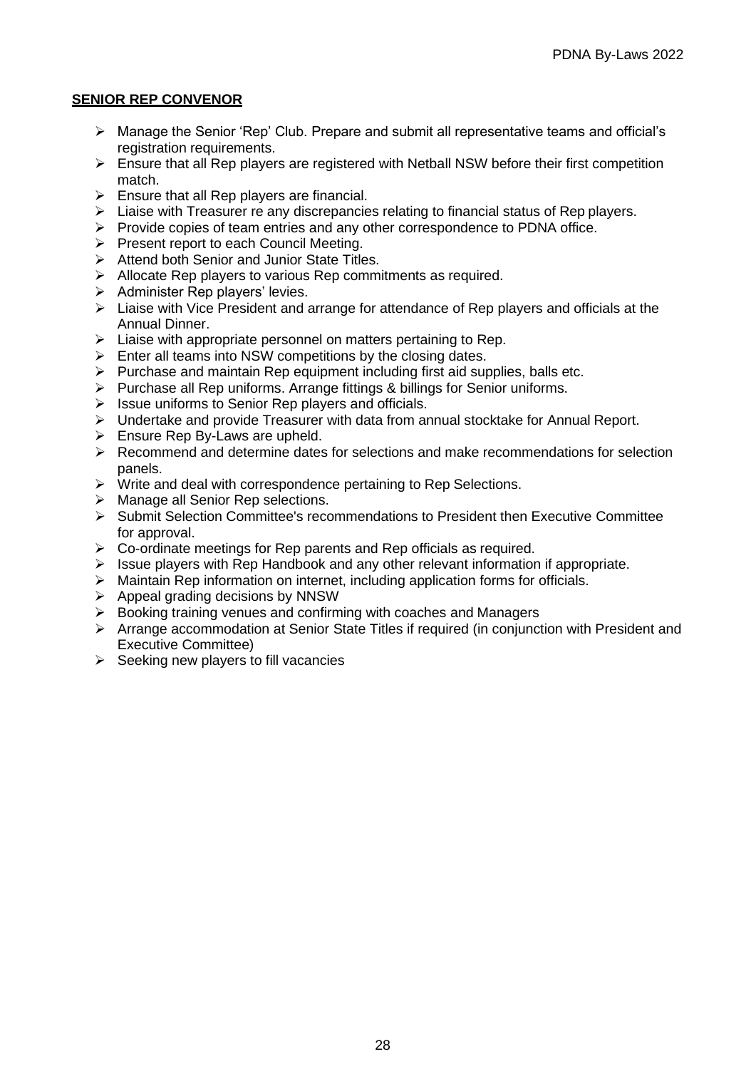## SENIOR REP CONVENOR

- Manage the Senior 'Rep' Club. Prepare and submit all representative teams and official's registration requirements.
- Ensure that all Rep players are registered with Netball NSW before their first competition match.
- Ensure that all Rep players are financial.
- Liaise with Treasurer re any discrepancies relating to financial status of Rep players.
- Provide copies of team entries and any other correspondence to PDNA office.
- Present report to each Council Meeting.
- Attend both Senior and Junior State Titles.
- Allocate Rep players to various Rep commitments as required.
- Administer Rep players' levies.
- Liaise with Vice President and arrange for attendance of Rep players and officials at the Annual Dinner.
- Liaise with appropriate personnel on matters pertaining to Rep.
- Enter all teams into NSW competitions by the closing dates.
- Purchase and maintain Rep equipment including first aid supplies, balls etc.
- Purchase all Rep uniforms. Arrange fittings & billings for Senior uniforms.
- Issue uniforms to Senior Rep players and officials.
- Undertake and provide Treasurer with data from annual stocktake for Annual Report.
- Ensure Rep By-Laws are upheld.
- Recommend and determine dates for selections and make recommendations for selection panels.
- Write and deal with correspondence pertaining to Rep Selections.
- Manage all Senior Rep selections.
- Submit Selection Committee's recommendations to President then Executive Committee for approval.
- Co-ordinate meetings for Rep parents and Rep officials as required.
- Issue players with Rep Handbook and any other relevant information if appropriate.
- Maintain Rep information on internet, including application forms for officials.
- Appeal grading decisions by NNSW
- Booking training venues and confirming with coaches and Managers
- Arrange accommodation at Senior State Titles if required (in conjunction with President and Executive Committee)
- Seeking new players to fill vacancies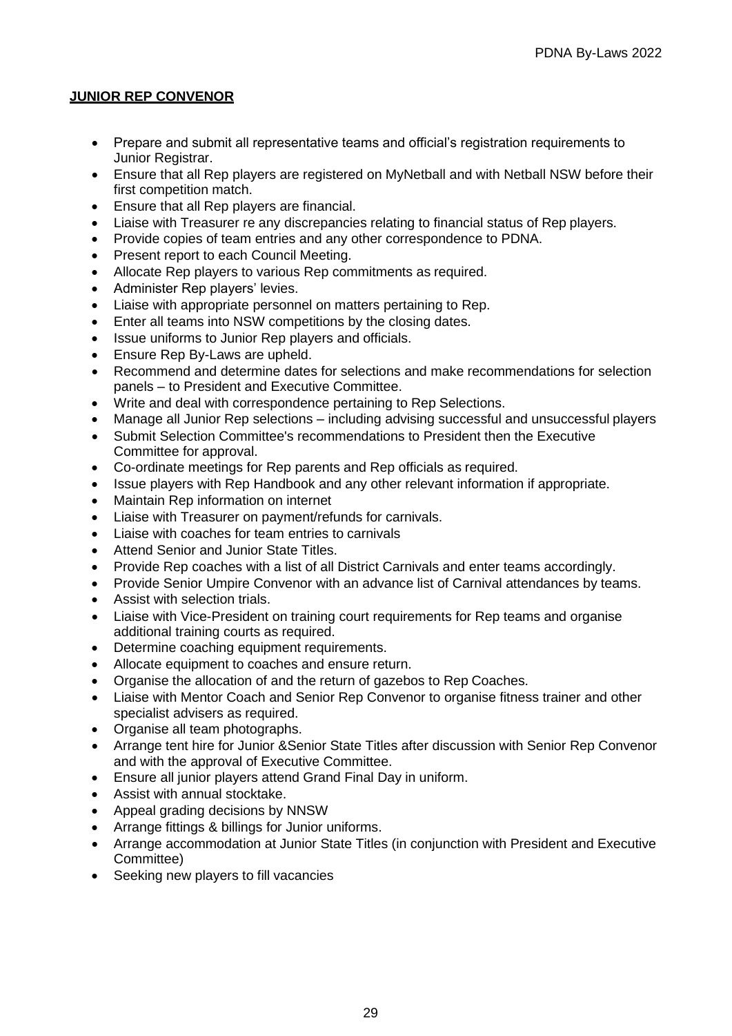## **JUNIOR REP CONVENOR**

- Prepare and submit all representative teams and official's registration requirements to Junior Registrar.
- Ensure that all Rep players are registered on MyNetball and with Netball NSW before their first competition match.
- Ensure that all Rep players are financial.
- Liaise with Treasurer re any discrepancies relating to financial status of Rep players.
- Provide copies of team entries and any other correspondence to PDNA.
- Present report to each Council Meeting.
- Allocate Rep players to various Rep commitments as required.
- Administer Rep players' levies.
- Liaise with appropriate personnel on matters pertaining to Rep.
- Enter all teams into NSW competitions by the closing dates.
- Issue uniforms to Junior Rep players and officials.
- Ensure Rep By-Laws are upheld.
- Recommend and determine dates for selections and make recommendations for selection panels – to President and Executive Committee.
- Write and deal with correspondence pertaining to Rep Selections.
- Manage all Junior Rep selections – including advising successful and unsuccessful players
- Submit Selection Committee's recommendations to President then the Executive Committee for approval.
- Co-ordinate meetings for Rep parents and Rep officials as required.
- Issue players with Rep Handbook and any other relevant information if appropriate.
- Maintain Rep information on internet
- Liaise with Treasurer on payment/refunds for carnivals.
- Liaise with coaches for team entries to carnivals
- Attend Senior and Junior State Titles.
- Provide Rep coaches with a list of all District Carnivals and enter teams accordingly.
- Provide Senior Umpire Convenor with an advance list of Carnival attendances by teams.
- Assist with selection trials.
- Liaise with Vice-President on training court requirements for Rep teams and organise additional training courts as required.
- Determine coaching equipment requirements.
- Allocate equipment to coaches and ensure return.
- Organise the allocation of and the return of gazebos to Rep Coaches.
- Liaise with Mentor Coach and Senior Rep Convenor to organise fitness trainer and other specialist advisers as required.
- Organise all team photographs.
- Arrange tent hire for Junior &Senior State Titles after discussion with Senior Rep Convenor and with the approval of Executive Committee.
- Ensure all junior players attend Grand Final Day in uniform.
- Assist with annual stocktake.
- Appeal grading decisions by NNSW
- Arrange fittings & billings for Junior uniforms.
- Arrange accommodation at Junior State Titles (in conjunction with President and Executive Committee)
- Seeking new players to fill vacancies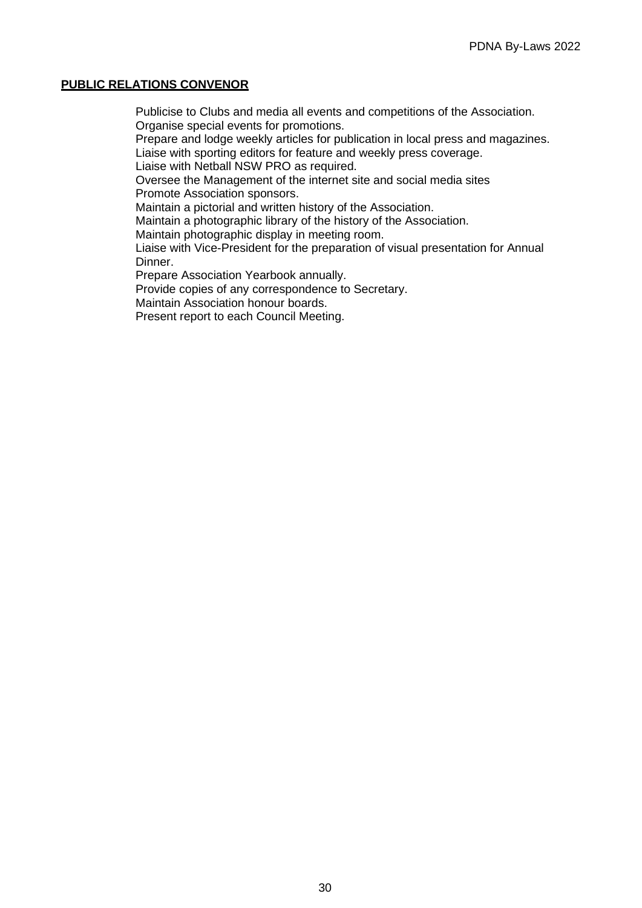**PUBLIC RELATIONS CONVENOR**

Publicise to Clubs and media all events and competitions of the Association.
Organise special events for promotions.
Prepare and lodge weekly articles for publication in local press and magazines.
Liaise with sporting editors for feature and weekly press coverage.
Liaise with Netball NSW PRO as required.
Oversee the Management of the internet site and social media sites
Promote Association sponsors.
Maintain a pictorial and written history of the Association.
Maintain a photographic library of the history of the Association.
Maintain photographic display in meeting room.
Liaise with Vice-President for the preparation of visual presentation for Annual Dinner.
Prepare Association Yearbook annually.
Provide copies of any correspondence to Secretary.
Maintain Association honour boards.
Present report to each Council Meeting.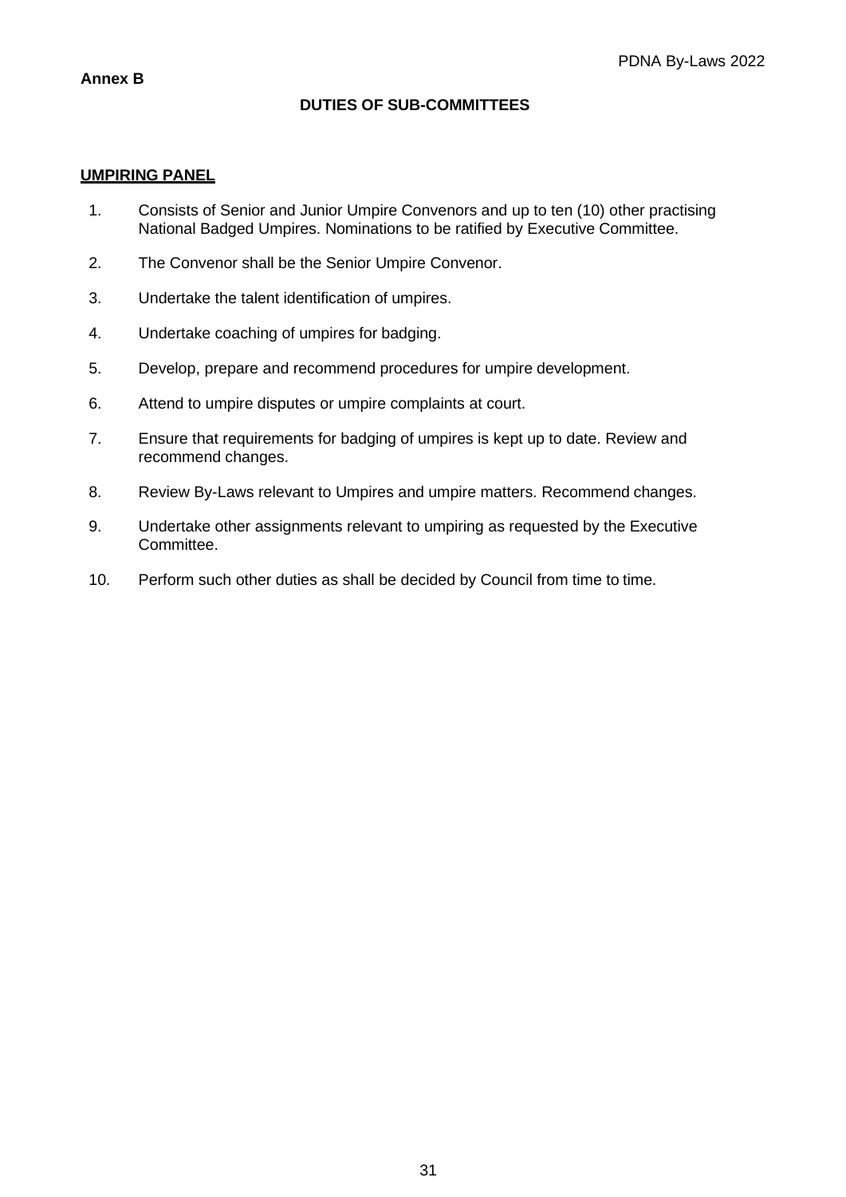**Annex B**

## DUTIES OF SUB-COMMITTEES

### UMPIRING PANEL

1. Consists of Senior and Junior Umpire Convenors and up to ten (10) other practising National Badged Umpires. Nominations to be ratified by Executive Committee.
2. The Convenor shall be the Senior Umpire Convenor.
3. Undertake the talent identification of umpires.
4. Undertake coaching of umpires for badging.
5. Develop, prepare and recommend procedures for umpire development.
6. Attend to umpire disputes or umpire complaints at court.
7. Ensure that requirements for badging of umpires is kept up to date. Review and recommend changes.
8. Review By-Laws relevant to Umpires and umpire matters. Recommend changes.
9. Undertake other assignments relevant to umpiring as requested by the Executive Committee.
10. Perform such other duties as shall be decided by Council from time to time.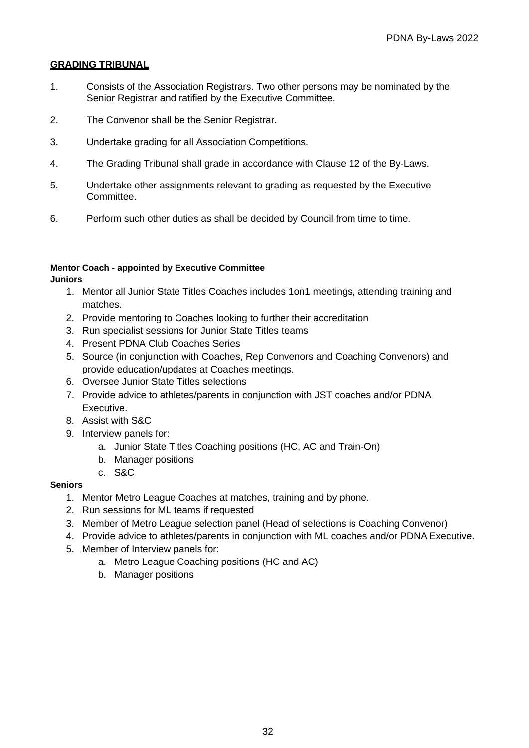## GRADING TRIBUNAL

1. Consists of the Association Registrars. Two other persons may be nominated by the Senior Registrar and ratified by the Executive Committee.
2. The Convenor shall be the Senior Registrar.
3. Undertake grading for all Association Competitions.
4. The Grading Tribunal shall grade in accordance with Clause 12 of the By-Laws.
5. Undertake other assignments relevant to grading as requested by the Executive Committee.
6. Perform such other duties as shall be decided by Council from time to time.

**Mentor Coach - appointed by Executive Committee**

**Juniors**

1. Mentor all Junior State Titles Coaches includes 1on1 meetings, attending training and matches.
2. Provide mentoring to Coaches looking to further their accreditation
3. Run specialist sessions for Junior State Titles teams
4. Present PDNA Club Coaches Series
5. Source (in conjunction with Coaches, Rep Convenors and Coaching Convenors) and provide education/updates at Coaches meetings.
6. Oversee Junior State Titles selections
7. Provide advice to athletes/parents in conjunction with JST coaches and/or PDNA Executive.
8. Assist with S&C
9. Interview panels for:
   a. Junior State Titles Coaching positions (HC, AC and Train-On)
   b. Manager positions
   c. S&C

**Seniors**

1. Mentor Metro League Coaches at matches, training and by phone.
2. Run sessions for ML teams if requested
3. Member of Metro League selection panel (Head of selections is Coaching Convenor)
4. Provide advice to athletes/parents in conjunction with ML coaches and/or PDNA Executive.
5. Member of Interview panels for:
   a. Metro League Coaching positions (HC and AC)
   b. Manager positions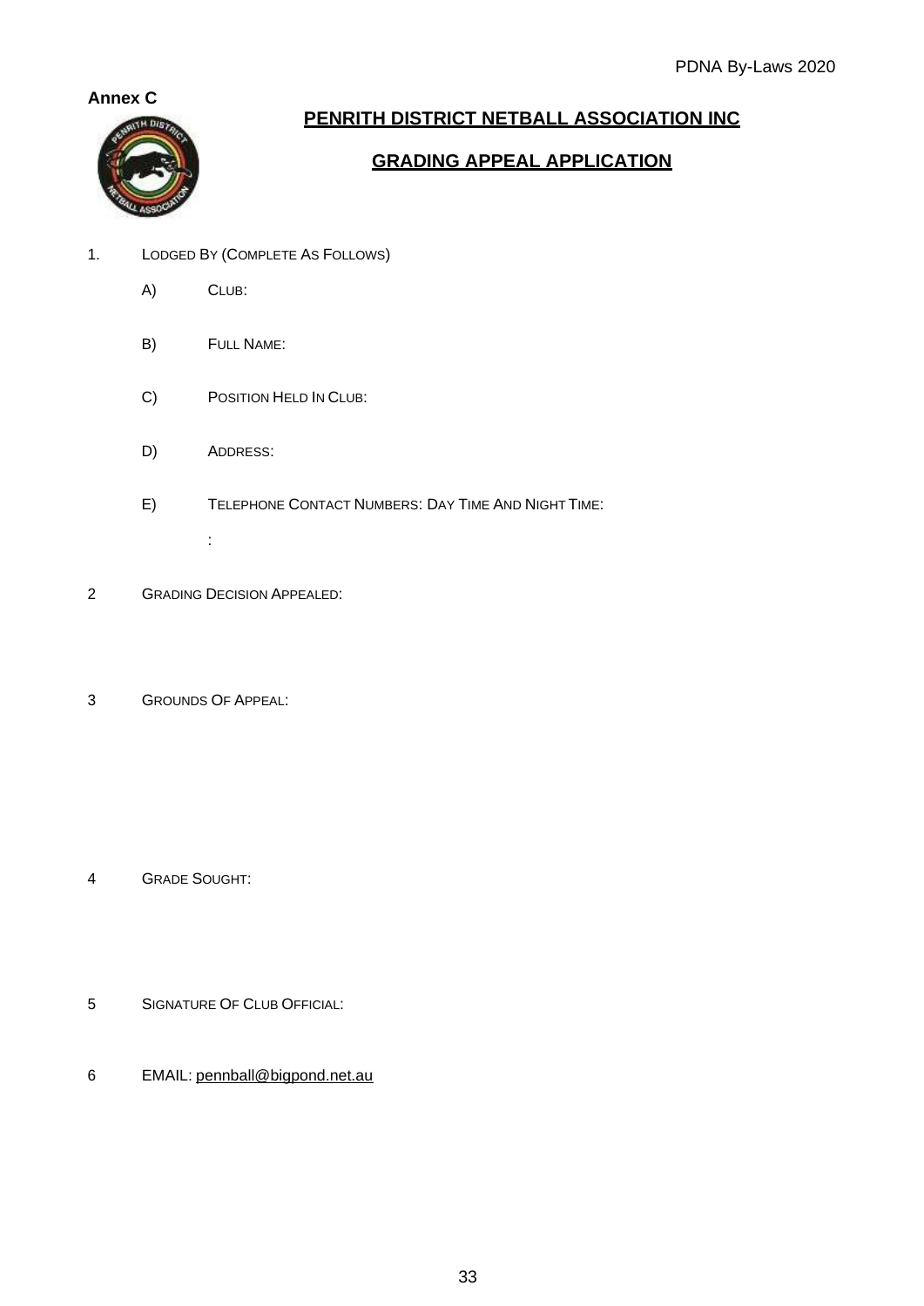**Annex C**

## PENRITH DISTRICT NETBALL ASSOCIATION INC

## GRADING APPEAL APPLICATION

1. Lodged By (Complete As Follows)

   A) Club:

   B) Full Name:

   C) Position Held In Club:

   D) Address:

   E) Telephone Contact Numbers: Day Time And Night Time:

   :

2 Grading Decision Appealed:

3 Grounds Of Appeal:

4 Grade Sought:

5 Signature Of Club Official:

6 EMAIL: pennball@bigpond.net.au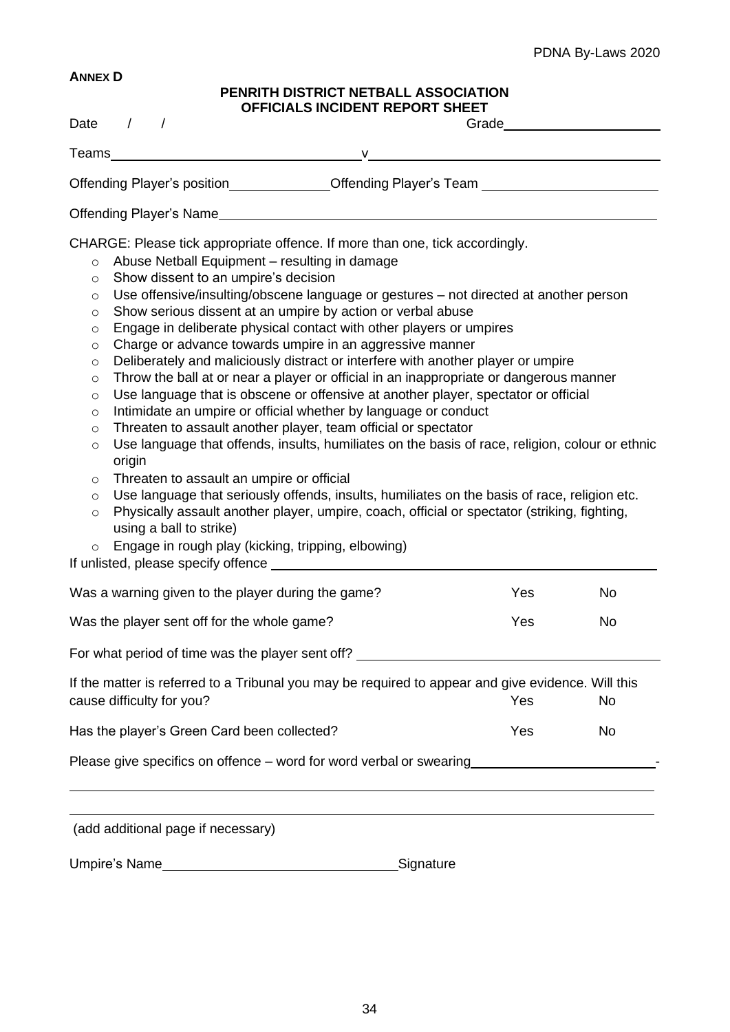**ANNEX D**

**PENRITH DISTRICT NETBALL ASSOCIATION**
**OFFICIALS INCIDENT REPORT SHEET**

Date / / Grade

Teams v

Offending Player's position Offending Player's Team

Offending Player's Name

CHARGE: Please tick appropriate offence. If more than one, tick accordingly.

- Abuse Netball Equipment – resulting in damage
- Show dissent to an umpire's decision
- Use offensive/insulting/obscene language or gestures – not directed at another person
- Show serious dissent at an umpire by action or verbal abuse
- Engage in deliberate physical contact with other players or umpires
- Charge or advance towards umpire in an aggressive manner
- Deliberately and maliciously distract or interfere with another player or umpire
- Throw the ball at or near a player or official in an inappropriate or dangerous manner
- Use language that is obscene or offensive at another player, spectator or official
- Intimidate an umpire or official whether by language or conduct
- Threaten to assault another player, team official or spectator
- Use language that offends, insults, humiliates on the basis of race, religion, colour or ethnic origin
- Threaten to assault an umpire or official
- Use language that seriously offends, insults, humiliates on the basis of race, religion etc.
- Physically assault another player, umpire, coach, official or spectator (striking, fighting, using a ball to strike)
- Engage in rough play (kicking, tripping, elbowing)

If unlisted, please specify offence

Was a warning given to the player during the game? Yes No

Was the player sent off for the whole game? Yes No

For what period of time was the player sent off?

If the matter is referred to a Tribunal you may be required to appear and give evidence. Will this cause difficulty for you? Yes No

Has the player's Green Card been collected? Yes No

Please give specifics on offence – word for word verbal or swearing -

(add additional page if necessary)

Umpire's Name Signature